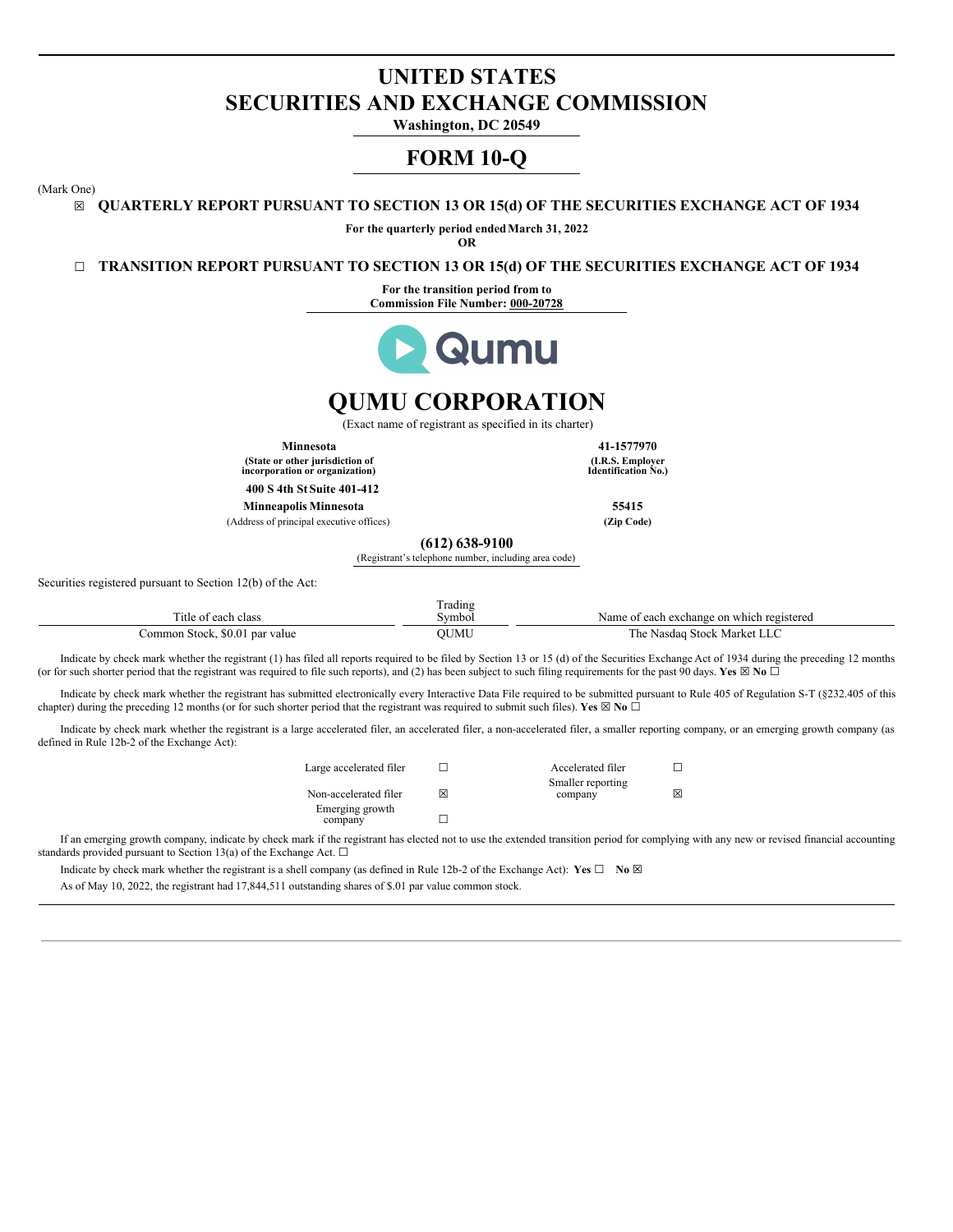# UNITED STATES
# SECURITIES AND EXCHANGE COMMISSION

**Washington, DC 20549**

# FORM 10-Q

(Mark One)

☒ **QUARTERLY REPORT PURSUANT TO SECTION 13 OR 15(d) OF THE SECURITIES EXCHANGE ACT OF 1934**

**For the quarterly period ended March 31, 2022**

**OR**

☐ **TRANSITION REPORT PURSUANT TO SECTION 13 OR 15(d) OF THE SECURITIES EXCHANGE ACT OF 1934**

**For the transition period from to**

**Commission File Number: 000-20728**

# QUMU CORPORATION

(Exact name of registrant as specified in its charter)

| | |
|---|---|
| **Minnesota** | **41-1577970** |
| **(State or other jurisdiction of incorporation or organization)** | **(I.R.S. Employer Identification No.)** |
| **400 S 4th St Suite 401-412** | |
| **Minneapolis Minnesota** | **55415** |
| (Address of principal executive offices) | **(Zip Code)** |

**(612) 638-9100**

(Registrant's telephone number, including area code)

Securities registered pursuant to Section 12(b) of the Act:

| Title of each class | Trading Symbol | Name of each exchange on which registered |
|---|---|---|
| Common Stock, $0.01 par value | QUMU | The Nasdaq Stock Market LLC |

Indicate by check mark whether the registrant (1) has filed all reports required to be filed by Section 13 or 15 (d) of the Securities Exchange Act of 1934 during the preceding 12 months (or for such shorter period that the registrant was required to file such reports), and (2) has been subject to such filing requirements for the past 90 days. **Yes** ☒ **No** ☐

Indicate by check mark whether the registrant has submitted electronically every Interactive Data File required to be submitted pursuant to Rule 405 of Regulation S-T (§232.405 of this chapter) during the preceding 12 months (or for such shorter period that the registrant was required to submit such files). **Yes** ☒ **No** ☐

Indicate by check mark whether the registrant is a large accelerated filer, an accelerated filer, a non-accelerated filer, a smaller reporting company, or an emerging growth company (as defined in Rule 12b-2 of the Exchange Act):

| | | | |
|---|---|---|---|
| Large accelerated filer | ☐ | Accelerated filer | ☐ |
| Non-accelerated filer | ☒ | Smaller reporting company | ☒ |
| Emerging growth company | ☐ | | |

If an emerging growth company, indicate by check mark if the registrant has elected not to use the extended transition period for complying with any new or revised financial accounting standards provided pursuant to Section 13(a) of the Exchange Act. ☐

Indicate by check mark whether the registrant is a shell company (as defined in Rule 12b-2 of the Exchange Act): **Yes** ☐ **No** ☒

As of May 10, 2022, the registrant had 17,844,511 outstanding shares of $.01 par value common stock.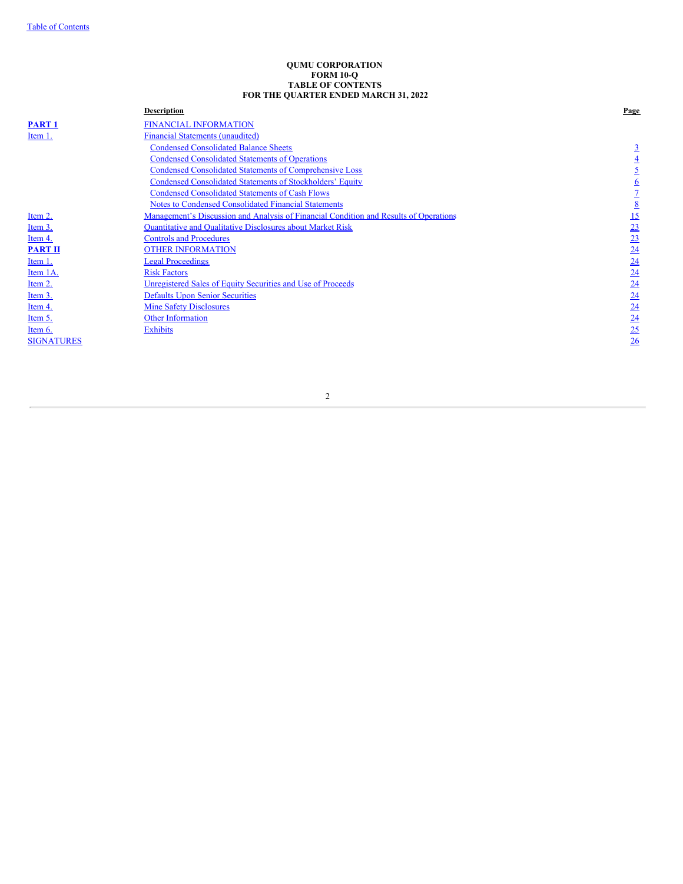**QUMU CORPORATION**
**FORM 10-Q**
**TABLE OF CONTENTS**
**FOR THE QUARTER ENDED MARCH 31, 2022**

| | Description | Page |
|---|---|---|
| **PART 1** | FINANCIAL INFORMATION | |
| Item 1. | Financial Statements (unaudited) | |
| | Condensed Consolidated Balance Sheets | 3 |
| | Condensed Consolidated Statements of Operations | 4 |
| | Condensed Consolidated Statements of Comprehensive Loss | 5 |
| | Condensed Consolidated Statements of Stockholders' Equity | 6 |
| | Condensed Consolidated Statements of Cash Flows | 7 |
| | Notes to Condensed Consolidated Financial Statements | 8 |
| Item 2. | Management's Discussion and Analysis of Financial Condition and Results of Operations | 15 |
| Item 3. | Quantitative and Qualitative Disclosures about Market Risk | 23 |
| Item 4. | Controls and Procedures | 23 |
| **PART II** | OTHER INFORMATION | 24 |
| Item 1. | Legal Proceedings | 24 |
| Item 1A. | Risk Factors | 24 |
| Item 2. | Unregistered Sales of Equity Securities and Use of Proceeds | 24 |
| Item 3. | Defaults Upon Senior Securities | 24 |
| Item 4. | Mine Safety Disclosures | 24 |
| Item 5. | Other Information | 24 |
| Item 6. | Exhibits | 25 |
| SIGNATURES | | 26 |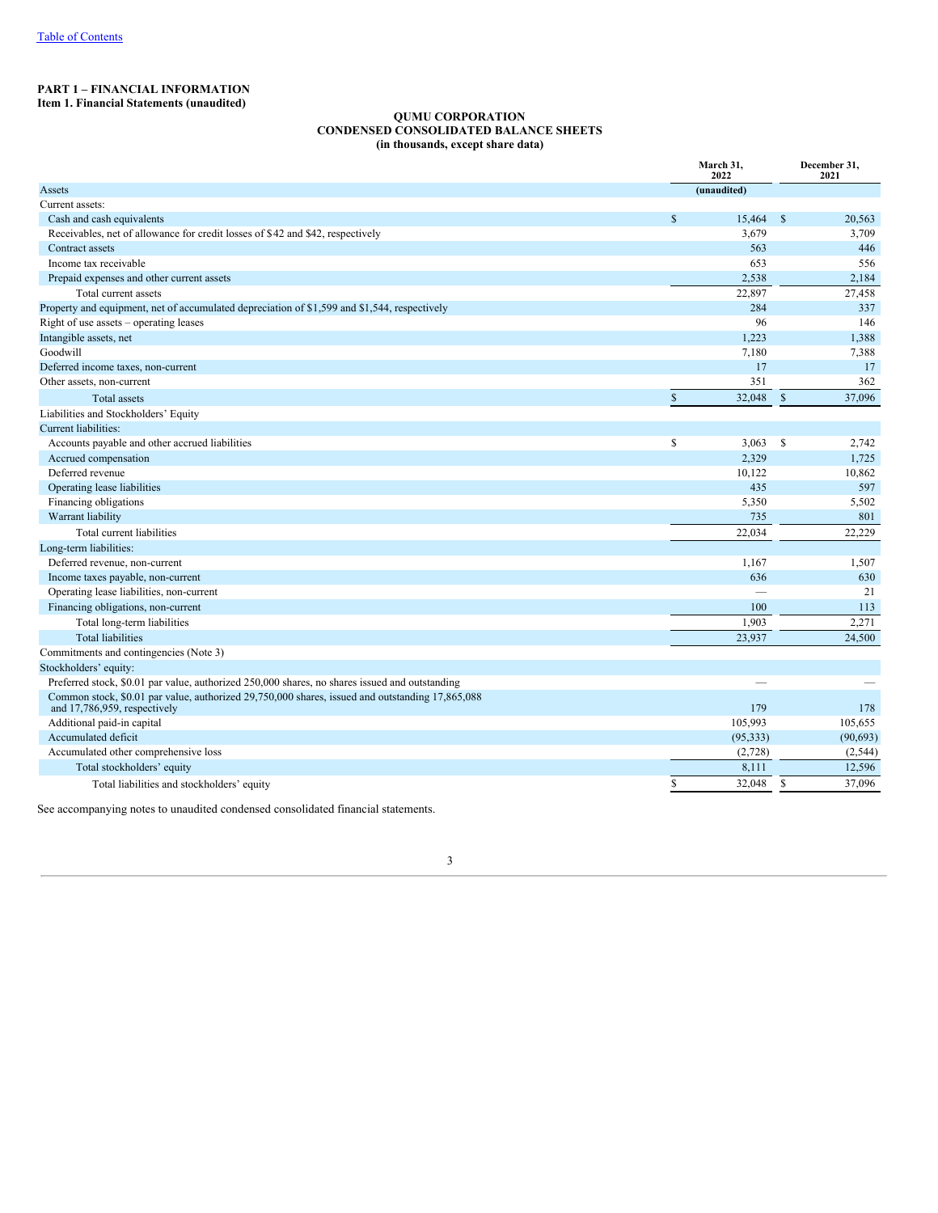[Table of Contents]

**PART 1 – FINANCIAL INFORMATION**
**Item 1. Financial Statements (unaudited)**

**QUMU CORPORATION**
**CONDENSED CONSOLIDATED BALANCE SHEETS**
**(in thousands, except share data)**

| | March 31, 2022 | December 31, 2021 |
|---|---|---|
| Assets | (unaudited) | |
| Current assets: | | |
| Cash and cash equivalents | $ 15,464 | $ 20,563 |
| Receivables, net of allowance for credit losses of $42 and $42, respectively | 3,679 | 3,709 |
| Contract assets | 563 | 446 |
| Income tax receivable | 653 | 556 |
| Prepaid expenses and other current assets | 2,538 | 2,184 |
| Total current assets | 22,897 | 27,458 |
| Property and equipment, net of accumulated depreciation of $1,599 and $1,544, respectively | 284 | 337 |
| Right of use assets – operating leases | 96 | 146 |
| Intangible assets, net | 1,223 | 1,388 |
| Goodwill | 7,180 | 7,388 |
| Deferred income taxes, non-current | 17 | 17 |
| Other assets, non-current | 351 | 362 |
| Total assets | $ 32,048 | $ 37,096 |
| Liabilities and Stockholders' Equity | | |
| Current liabilities: | | |
| Accounts payable and other accrued liabilities | $ 3,063 | $ 2,742 |
| Accrued compensation | 2,329 | 1,725 |
| Deferred revenue | 10,122 | 10,862 |
| Operating lease liabilities | 435 | 597 |
| Financing obligations | 5,350 | 5,502 |
| Warrant liability | 735 | 801 |
| Total current liabilities | 22,034 | 22,229 |
| Long-term liabilities: | | |
| Deferred revenue, non-current | 1,167 | 1,507 |
| Income taxes payable, non-current | 636 | 630 |
| Operating lease liabilities, non-current | — | 21 |
| Financing obligations, non-current | 100 | 113 |
| Total long-term liabilities | 1,903 | 2,271 |
| Total liabilities | 23,937 | 24,500 |
| Commitments and contingencies (Note 3) | | |
| Stockholders' equity: | | |
| Preferred stock, $0.01 par value, authorized 250,000 shares, no shares issued and outstanding | — | — |
| Common stock, $0.01 par value, authorized 29,750,000 shares, issued and outstanding 17,865,088 and 17,786,959, respectively | 179 | 178 |
| Additional paid-in capital | 105,993 | 105,655 |
| Accumulated deficit | (95,333) | (90,693) |
| Accumulated other comprehensive loss | (2,728) | (2,544) |
| Total stockholders' equity | 8,111 | 12,596 |
| Total liabilities and stockholders' equity | $ 32,048 | $ 37,096 |

See accompanying notes to unaudited condensed consolidated financial statements.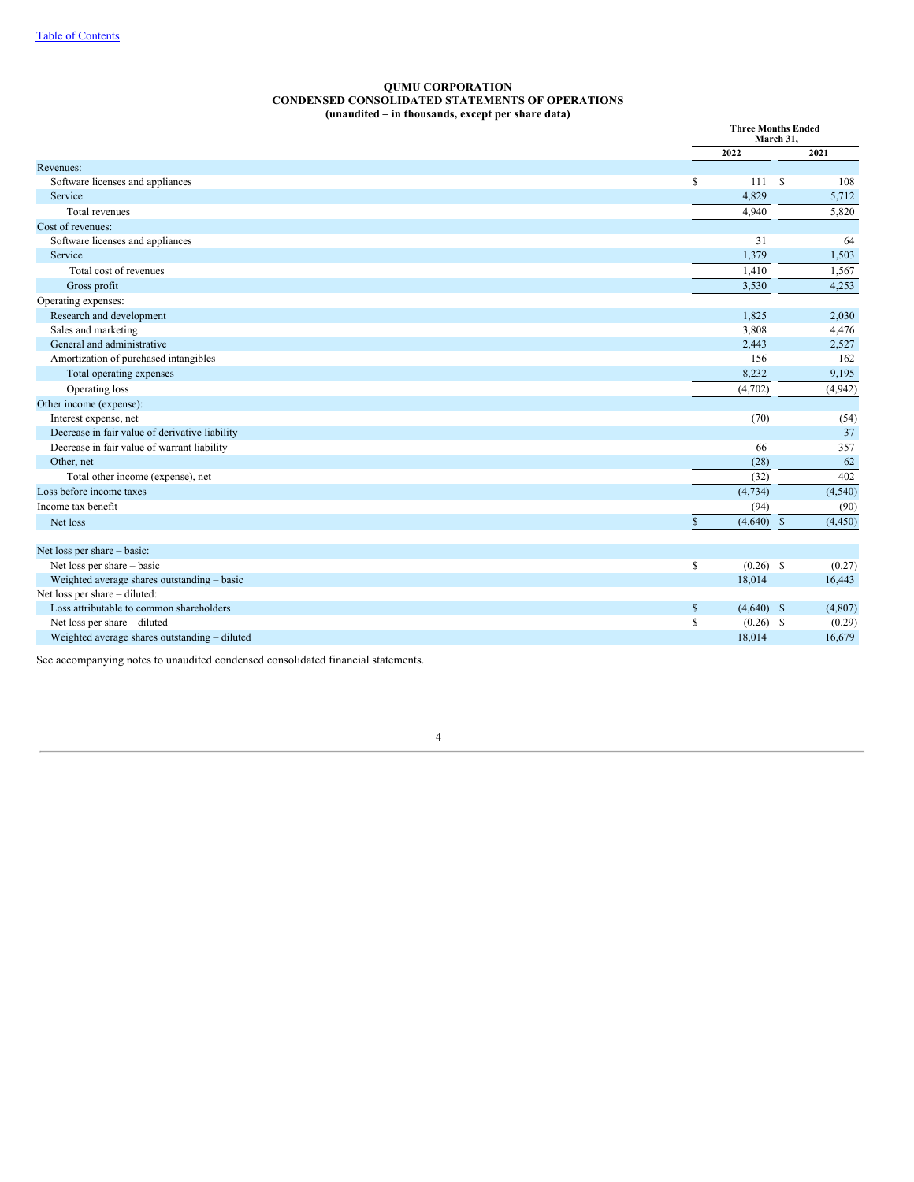**QUMU CORPORATION**
**CONDENSED CONSOLIDATED STATEMENTS OF OPERATIONS**
**(unaudited – in thousands, except per share data)**

| | Three Months Ended March 31, | |
|---|---|---|
| | 2022 | 2021 |
| Revenues: | | |
| Software licenses and appliances | $ 111 | $ 108 |
| Service | 4,829 | 5,712 |
| Total revenues | 4,940 | 5,820 |
| Cost of revenues: | | |
| Software licenses and appliances | 31 | 64 |
| Service | 1,379 | 1,503 |
| Total cost of revenues | 1,410 | 1,567 |
| Gross profit | 3,530 | 4,253 |
| Operating expenses: | | |
| Research and development | 1,825 | 2,030 |
| Sales and marketing | 3,808 | 4,476 |
| General and administrative | 2,443 | 2,527 |
| Amortization of purchased intangibles | 156 | 162 |
| Total operating expenses | 8,232 | 9,195 |
| Operating loss | (4,702) | (4,942) |
| Other income (expense): | | |
| Interest expense, net | (70) | (54) |
| Decrease in fair value of derivative liability | — | 37 |
| Decrease in fair value of warrant liability | 66 | 357 |
| Other, net | (28) | 62 |
| Total other income (expense), net | (32) | 402 |
| Loss before income taxes | (4,734) | (4,540) |
| Income tax benefit | (94) | (90) |
| Net loss | $ (4,640) | $ (4,450) |
| | | |
| Net loss per share – basic: | | |
| Net loss per share – basic | $ (0.26) | $ (0.27) |
| Weighted average shares outstanding – basic | 18,014 | 16,443 |
| Net loss per share – diluted: | | |
| Loss attributable to common shareholders | $ (4,640) | $ (4,807) |
| Net loss per share – diluted | $ (0.26) | $ (0.29) |
| Weighted average shares outstanding – diluted | 18,014 | 16,679 |

See accompanying notes to unaudited condensed consolidated financial statements.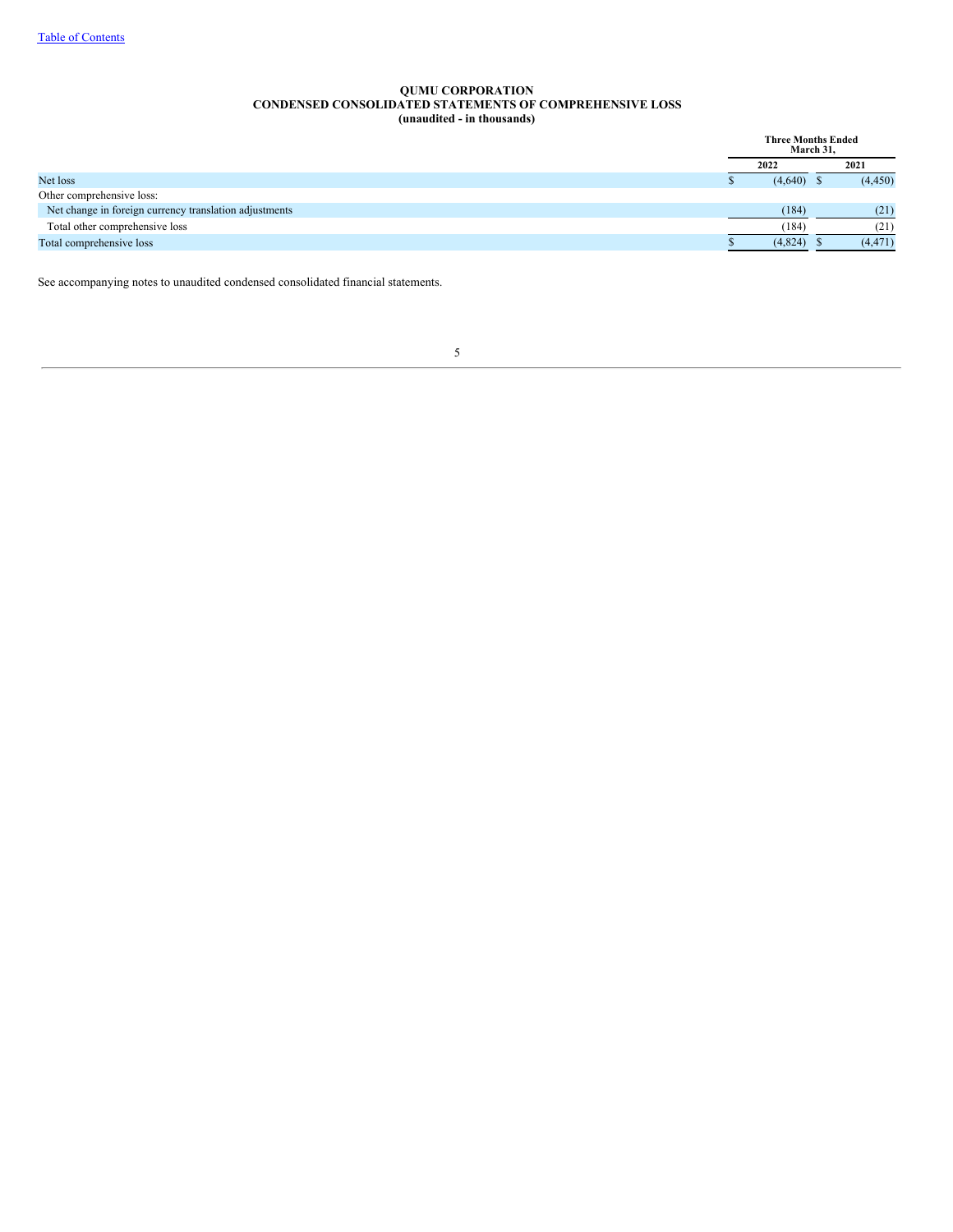# QUMU CORPORATION
## CONDENSED CONSOLIDATED STATEMENTS OF COMPREHENSIVE LOSS
### (unaudited - in thousands)

| | Three Months Ended March 31, | |
|---|---|---|
| | 2022 | 2021 |
| Net loss | $ (4,640) | $ (4,450) |
| Other comprehensive loss: | | |
| Net change in foreign currency translation adjustments | (184) | (21) |
| Total other comprehensive loss | (184) | (21) |
| Total comprehensive loss | $ (4,824) | $ (4,471) |

See accompanying notes to unaudited condensed consolidated financial statements.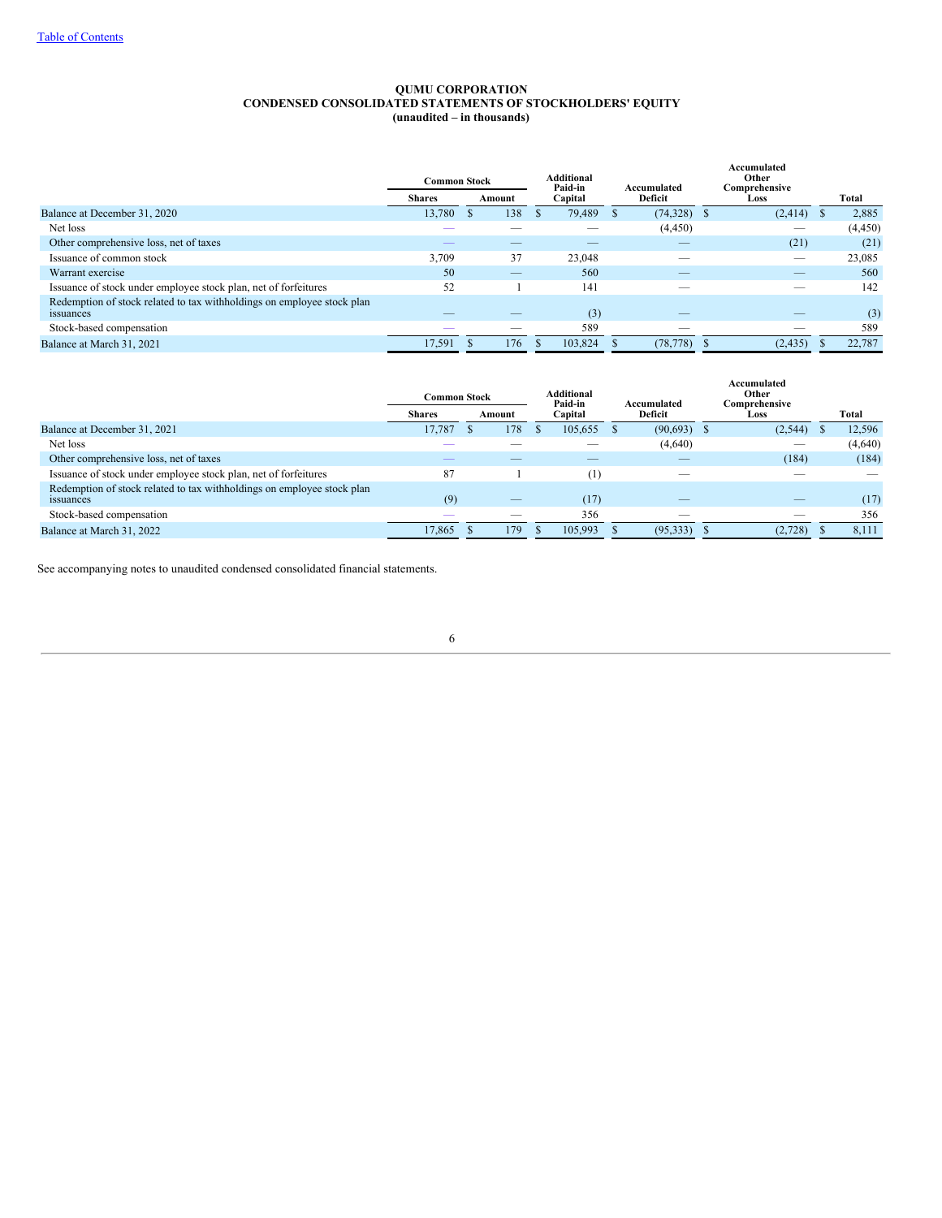[Table of Contents](#)

**QUMU CORPORATION**
**CONDENSED CONSOLIDATED STATEMENTS OF STOCKHOLDERS' EQUITY**
**(unaudited – in thousands)**

| | Common Stock | | Additional Paid-in Capital | Accumulated Deficit | Accumulated Other Comprehensive Loss | Total |
|---|---|---|---|---|---|---|
| | Shares | Amount | | | | |
| Balance at December 31, 2020 | 13,780 | $ 138 | $ 79,489 | $ (74,328) | $ (2,414) | $ 2,885 |
| Net loss | — | — | — | (4,450) | — | (4,450) |
| Other comprehensive loss, net of taxes | — | — | — | — | (21) | (21) |
| Issuance of common stock | 3,709 | 37 | 23,048 | — | — | 23,085 |
| Warrant exercise | 50 | — | 560 | — | — | 560 |
| Issuance of stock under employee stock plan, net of forfeitures | 52 | 1 | 141 | — | — | 142 |
| Redemption of stock related to tax withholdings on employee stock plan issuances | — | — | (3) | — | — | (3) |
| Stock-based compensation | — | — | 589 | — | — | 589 |
| Balance at March 31, 2021 | 17,591 | $ 176 | $ 103,824 | $ (78,778) | $ (2,435) | $ 22,787 |

| | Common Stock | | Additional Paid-in Capital | Accumulated Deficit | Accumulated Other Comprehensive Loss | Total |
|---|---|---|---|---|---|---|
| | Shares | Amount | | | | |
| Balance at December 31, 2021 | 17,787 | $ 178 | $ 105,655 | $ (90,693) | $ (2,544) | $ 12,596 |
| Net loss | — | — | — | (4,640) | — | (4,640) |
| Other comprehensive loss, net of taxes | — | — | — | — | (184) | (184) |
| Issuance of stock under employee stock plan, net of forfeitures | 87 | 1 | (1) | — | — | — |
| Redemption of stock related to tax withholdings on employee stock plan issuances | (9) | — | (17) | — | — | (17) |
| Stock-based compensation | — | — | 356 | — | — | 356 |
| Balance at March 31, 2022 | 17,865 | $ 179 | $ 105,993 | $ (95,333) | $ (2,728) | $ 8,111 |

See accompanying notes to unaudited condensed consolidated financial statements.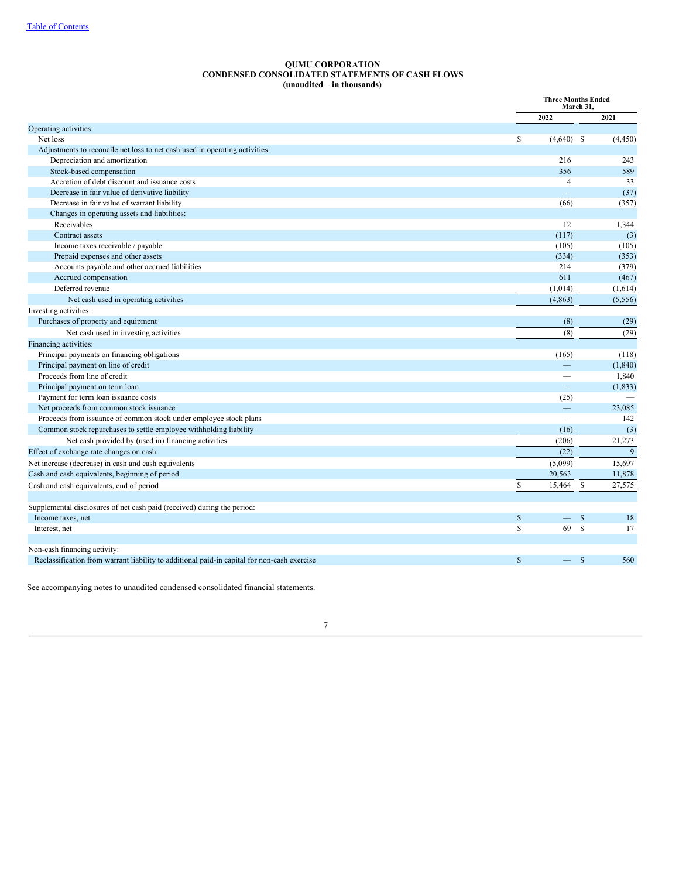Table of Contents

**QUMU CORPORATION**
**CONDENSED CONSOLIDATED STATEMENTS OF CASH FLOWS**
**(unaudited – in thousands)**

| | Three Months Ended March 31, | |
|---|---|---|
| | 2022 | 2021 |
| Operating activities: | | |
| Net loss | $ (4,640) | $ (4,450) |
| Adjustments to reconcile net loss to net cash used in operating activities: | | |
| Depreciation and amortization | 216 | 243 |
| Stock-based compensation | 356 | 589 |
| Accretion of debt discount and issuance costs | 4 | 33 |
| Decrease in fair value of derivative liability | — | (37) |
| Decrease in fair value of warrant liability | (66) | (357) |
| Changes in operating assets and liabilities: | | |
| Receivables | 12 | 1,344 |
| Contract assets | (117) | (3) |
| Income taxes receivable / payable | (105) | (105) |
| Prepaid expenses and other assets | (334) | (353) |
| Accounts payable and other accrued liabilities | 214 | (379) |
| Accrued compensation | 611 | (467) |
| Deferred revenue | (1,014) | (1,614) |
| Net cash used in operating activities | (4,863) | (5,556) |
| Investing activities: | | |
| Purchases of property and equipment | (8) | (29) |
| Net cash used in investing activities | (8) | (29) |
| Financing activities: | | |
| Principal payments on financing obligations | (165) | (118) |
| Principal payment on line of credit | — | (1,840) |
| Proceeds from line of credit | — | 1,840 |
| Principal payment on term loan | — | (1,833) |
| Payment for term loan issuance costs | (25) | — |
| Net proceeds from common stock issuance | — | 23,085 |
| Proceeds from issuance of common stock under employee stock plans | — | 142 |
| Common stock repurchases to settle employee withholding liability | (16) | (3) |
| Net cash provided by (used in) financing activities | (206) | 21,273 |
| Effect of exchange rate changes on cash | (22) | 9 |
| Net increase (decrease) in cash and cash equivalents | (5,099) | 15,697 |
| Cash and cash equivalents, beginning of period | 20,563 | 11,878 |
| Cash and cash equivalents, end of period | $ 15,464 | $ 27,575 |
| | | |
| Supplemental disclosures of net cash paid (received) during the period: | | |
| Income taxes, net | $ — | $ 18 |
| Interest, net | $ 69 | $ 17 |
| | | |
| Non-cash financing activity: | | |
| Reclassification from warrant liability to additional paid-in capital for non-cash exercise | $ — | $ 560 |

See accompanying notes to unaudited condensed consolidated financial statements.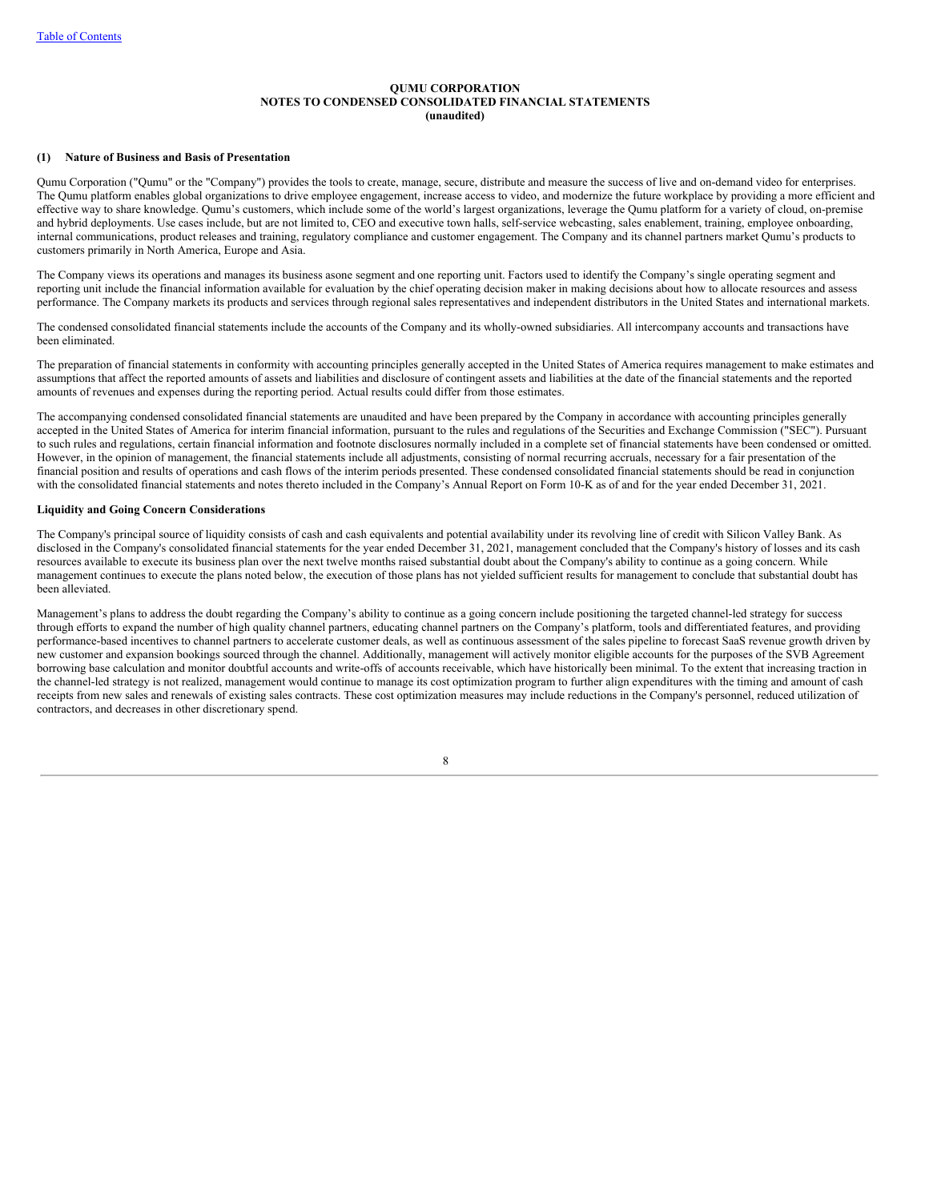# QUMU CORPORATION
## NOTES TO CONDENSED CONSOLIDATED FINANCIAL STATEMENTS
### (unaudited)

**(1) Nature of Business and Basis of Presentation**

Qumu Corporation ("Qumu" or the "Company") provides the tools to create, manage, secure, distribute and measure the success of live and on-demand video for enterprises. The Qumu platform enables global organizations to drive employee engagement, increase access to video, and modernize the future workplace by providing a more efficient and effective way to share knowledge. Qumu's customers, which include some of the world's largest organizations, leverage the Qumu platform for a variety of cloud, on-premise and hybrid deployments. Use cases include, but are not limited to, CEO and executive town halls, self-service webcasting, sales enablement, training, employee onboarding, internal communications, product releases and training, regulatory compliance and customer engagement. The Company and its channel partners market Qumu's products to customers primarily in North America, Europe and Asia.

The Company views its operations and manages its business asone segment and one reporting unit. Factors used to identify the Company's single operating segment and reporting unit include the financial information available for evaluation by the chief operating decision maker in making decisions about how to allocate resources and assess performance. The Company markets its products and services through regional sales representatives and independent distributors in the United States and international markets.

The condensed consolidated financial statements include the accounts of the Company and its wholly-owned subsidiaries. All intercompany accounts and transactions have been eliminated.

The preparation of financial statements in conformity with accounting principles generally accepted in the United States of America requires management to make estimates and assumptions that affect the reported amounts of assets and liabilities and disclosure of contingent assets and liabilities at the date of the financial statements and the reported amounts of revenues and expenses during the reporting period. Actual results could differ from those estimates.

The accompanying condensed consolidated financial statements are unaudited and have been prepared by the Company in accordance with accounting principles generally accepted in the United States of America for interim financial information, pursuant to the rules and regulations of the Securities and Exchange Commission ("SEC"). Pursuant to such rules and regulations, certain financial information and footnote disclosures normally included in a complete set of financial statements have been condensed or omitted. However, in the opinion of management, the financial statements include all adjustments, consisting of normal recurring accruals, necessary for a fair presentation of the financial position and results of operations and cash flows of the interim periods presented. These condensed consolidated financial statements should be read in conjunction with the consolidated financial statements and notes thereto included in the Company's Annual Report on Form 10-K as of and for the year ended December 31, 2021.

**Liquidity and Going Concern Considerations**

The Company's principal source of liquidity consists of cash and cash equivalents and potential availability under its revolving line of credit with Silicon Valley Bank. As disclosed in the Company's consolidated financial statements for the year ended December 31, 2021, management concluded that the Company's history of losses and its cash resources available to execute its business plan over the next twelve months raised substantial doubt about the Company's ability to continue as a going concern. While management continues to execute the plans noted below, the execution of those plans has not yielded sufficient results for management to conclude that substantial doubt has been alleviated.

Management's plans to address the doubt regarding the Company's ability to continue as a going concern include positioning the targeted channel-led strategy for success through efforts to expand the number of high quality channel partners, educating channel partners on the Company's platform, tools and differentiated features, and providing performance-based incentives to channel partners to accelerate customer deals, as well as continuous assessment of the sales pipeline to forecast SaaS revenue growth driven by new customer and expansion bookings sourced through the channel. Additionally, management will actively monitor eligible accounts for the purposes of the SVB Agreement borrowing base calculation and monitor doubtful accounts and write-offs of accounts receivable, which have historically been minimal. To the extent that increasing traction in the channel-led strategy is not realized, management would continue to manage its cost optimization program to further align expenditures with the timing and amount of cash receipts from new sales and renewals of existing sales contracts. These cost optimization measures may include reductions in the Company's personnel, reduced utilization of contractors, and decreases in other discretionary spend.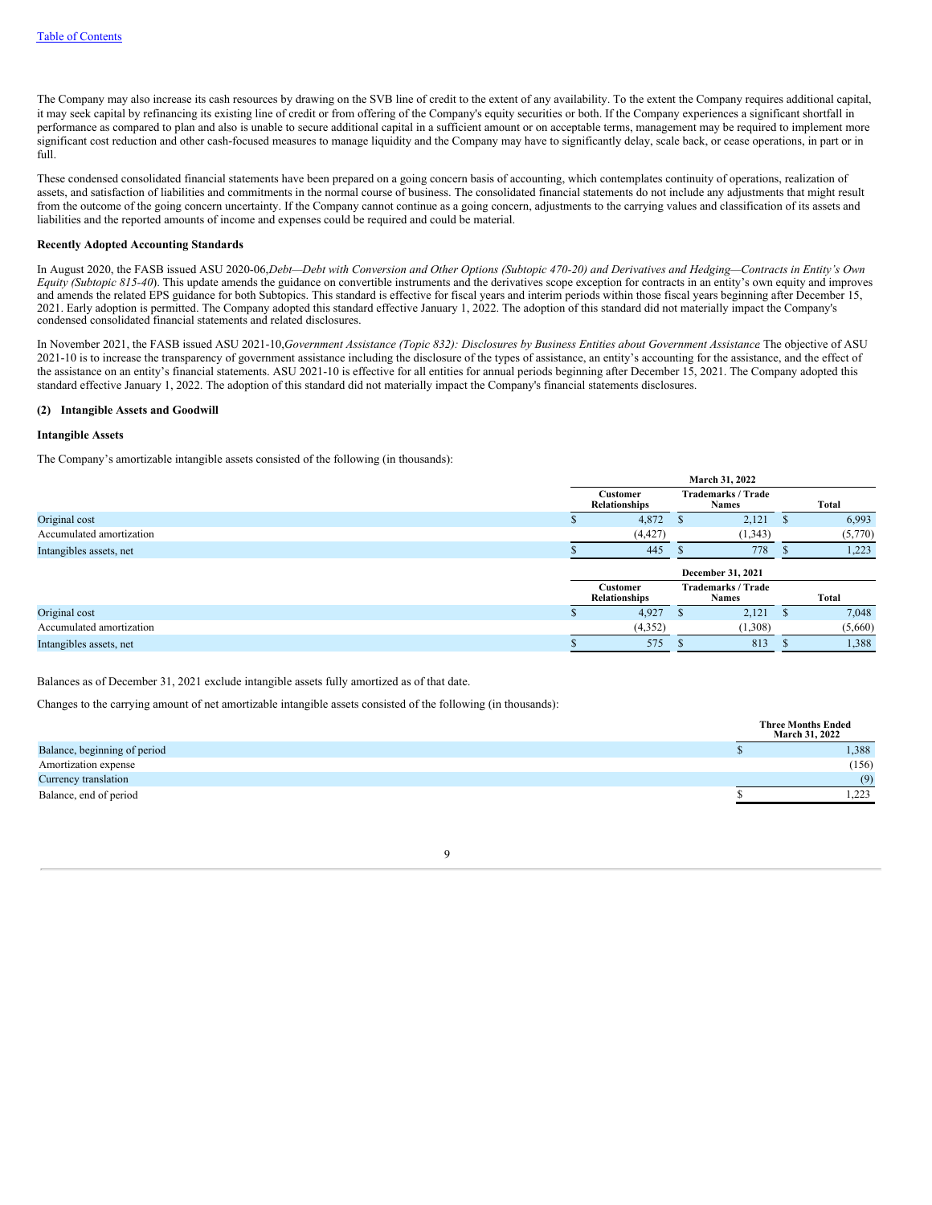The Company may also increase its cash resources by drawing on the SVB line of credit to the extent of any availability. To the extent the Company requires additional capital, it may seek capital by refinancing its existing line of credit or from offering of the Company's equity securities or both. If the Company experiences a significant shortfall in performance as compared to plan and also is unable to secure additional capital in a sufficient amount or on acceptable terms, management may be required to implement more significant cost reduction and other cash-focused measures to manage liquidity and the Company may have to significantly delay, scale back, or cease operations, in part or in full.

These condensed consolidated financial statements have been prepared on a going concern basis of accounting, which contemplates continuity of operations, realization of assets, and satisfaction of liabilities and commitments in the normal course of business. The consolidated financial statements do not include any adjustments that might result from the outcome of the going concern uncertainty. If the Company cannot continue as a going concern, adjustments to the carrying values and classification of its assets and liabilities and the reported amounts of income and expenses could be required and could be material.

**Recently Adopted Accounting Standards**

In August 2020, the FASB issued ASU 2020-06,*Debt—Debt with Conversion and Other Options (Subtopic 470-20) and Derivatives and Hedging—Contracts in Entity's Own Equity (Subtopic 815-40*). This update amends the guidance on convertible instruments and the derivatives scope exception for contracts in an entity's own equity and improves and amends the related EPS guidance for both Subtopics. This standard is effective for fiscal years and interim periods within those fiscal years beginning after December 15, 2021. Early adoption is permitted. The Company adopted this standard effective January 1, 2022. The adoption of this standard did not materially impact the Company's condensed consolidated financial statements and related disclosures.

In November 2021, the FASB issued ASU 2021-10,*Government Assistance (Topic 832): Disclosures by Business Entities about Government Assistance*. The objective of ASU 2021-10 is to increase the transparency of government assistance including the disclosure of the types of assistance, an entity's accounting for the assistance, and the effect of the assistance on an entity's financial statements. ASU 2021-10 is effective for all entities for annual periods beginning after December 15, 2021. The Company adopted this standard effective January 1, 2022. The adoption of this standard did not materially impact the Company's financial statements disclosures.

**(2) Intangible Assets and Goodwill**

**Intangible Assets**

The Company's amortizable intangible assets consisted of the following (in thousands):

| | March 31, 2022 | | |
|---|---|---|---|
| | Customer Relationships | Trademarks / Trade Names | Total |
| Original cost | $ 4,872 | $ 2,121 | $ 6,993 |
| Accumulated amortization | (4,427) | (1,343) | (5,770) |
| Intangibles assets, net | $ 445 | $ 778 | $ 1,223 |
| | **December 31, 2021** | | |
| | **Customer Relationships** | **Trademarks / Trade Names** | **Total** |
| Original cost | $ 4,927 | $ 2,121 | $ 7,048 |
| Accumulated amortization | (4,352) | (1,308) | (5,660) |
| Intangibles assets, net | $ 575 | $ 813 | $ 1,388 |

Balances as of December 31, 2021 exclude intangible assets fully amortized as of that date.

Changes to the carrying amount of net amortizable intangible assets consisted of the following (in thousands):

| | Three Months Ended March 31, 2022 |
|---|---|
| Balance, beginning of period | $ 1,388 |
| Amortization expense | (156) |
| Currency translation | (9) |
| Balance, end of period | $ 1,223 |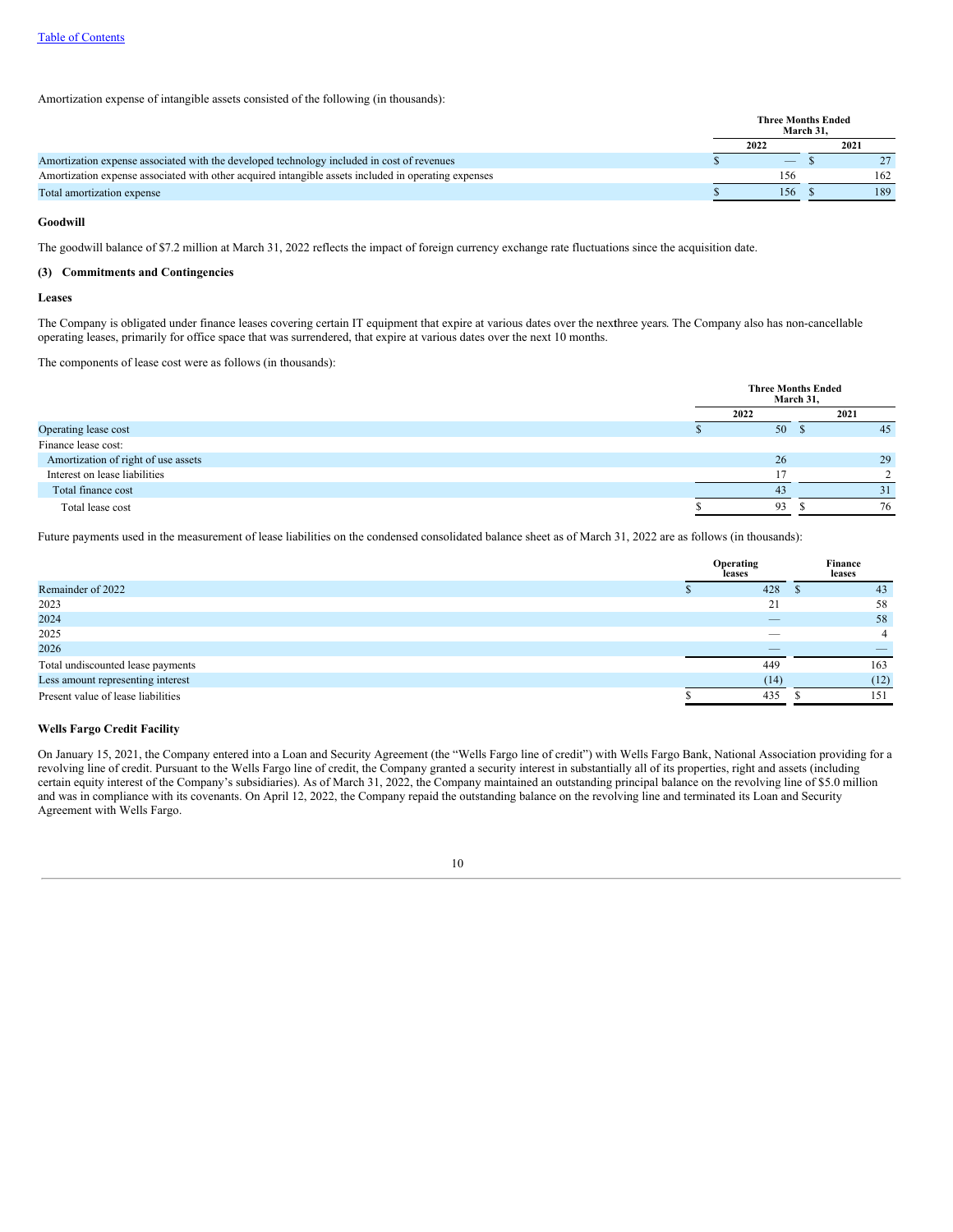Amortization expense of intangible assets consisted of the following (in thousands):

| | Three Months Ended March 31, | |
|---|---|---|
| | 2022 | 2021 |
| Amortization expense associated with the developed technology included in cost of revenues | $ — | $ 27 |
| Amortization expense associated with other acquired intangible assets included in operating expenses | 156 | 162 |
| Total amortization expense | $ 156 | $ 189 |

**Goodwill**

The goodwill balance of $7.2 million at March 31, 2022 reflects the impact of foreign currency exchange rate fluctuations since the acquisition date.

**(3) Commitments and Contingencies**

**Leases**

The Company is obligated under finance leases covering certain IT equipment that expire at various dates over the nextthree years. The Company also has non-cancellable operating leases, primarily for office space that was surrendered, that expire at various dates over the next 10 months.

The components of lease cost were as follows (in thousands):

| | Three Months Ended March 31, | |
|---|---|---|
| | 2022 | 2021 |
| Operating lease cost | $ 50 | $ 45 |
| Finance lease cost: | | |
| Amortization of right of use assets | 26 | 29 |
| Interest on lease liabilities | 17 | 2 |
| Total finance cost | 43 | 31 |
| Total lease cost | $ 93 | $ 76 |

Future payments used in the measurement of lease liabilities on the condensed consolidated balance sheet as of March 31, 2022 are as follows (in thousands):

| | Operating leases | Finance leases |
|---|---|---|
| Remainder of 2022 | $ 428 | $ 43 |
| 2023 | 21 | 58 |
| 2024 | — | 58 |
| 2025 | — | 4 |
| 2026 | — | — |
| Total undiscounted lease payments | 449 | 163 |
| Less amount representing interest | (14) | (12) |
| Present value of lease liabilities | $ 435 | $ 151 |

**Wells Fargo Credit Facility**

On January 15, 2021, the Company entered into a Loan and Security Agreement (the "Wells Fargo line of credit") with Wells Fargo Bank, National Association providing for a revolving line of credit. Pursuant to the Wells Fargo line of credit, the Company granted a security interest in substantially all of its properties, right and assets (including certain equity interest of the Company's subsidiaries). As of March 31, 2022, the Company maintained an outstanding principal balance on the revolving line of $5.0 million and was in compliance with its covenants. On April 12, 2022, the Company repaid the outstanding balance on the revolving line and terminated its Loan and Security Agreement with Wells Fargo.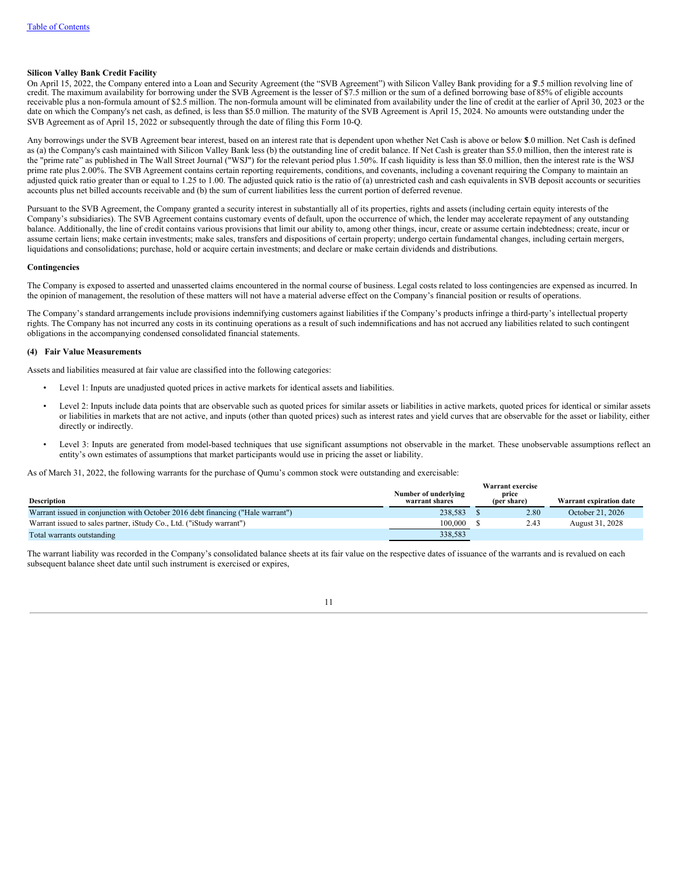**Silicon Valley Bank Credit Facility**

On April 15, 2022, the Company entered into a Loan and Security Agreement (the "SVB Agreement") with Silicon Valley Bank providing for a $7.5 million revolving line of credit. The maximum availability for borrowing under the SVB Agreement is the lesser of $7.5 million or the sum of a defined borrowing base of 85% of eligible accounts receivable plus a non-formula amount of $2.5 million. The non-formula amount will be eliminated from availability under the line of credit at the earlier of April 30, 2023 or the date on which the Company's net cash, as defined, is less than $5.0 million. The maturity of the SVB Agreement is April 15, 2024. No amounts were outstanding under the SVB Agreement as of April 15, 2022 or subsequently through the date of filing this Form 10-Q.

Any borrowings under the SVB Agreement bear interest, based on an interest rate that is dependent upon whether Net Cash is above or below $5.0 million. Net Cash is defined as (a) the Company's cash maintained with Silicon Valley Bank less (b) the outstanding line of credit balance. If Net Cash is greater than $5.0 million, then the interest rate is the "prime rate" as published in The Wall Street Journal ("WSJ") for the relevant period plus 1.50%. If cash liquidity is less than $5.0 million, then the interest rate is the WSJ prime rate plus 2.00%. The SVB Agreement contains certain reporting requirements, conditions, and covenants, including a covenant requiring the Company to maintain an adjusted quick ratio greater than or equal to 1.25 to 1.00. The adjusted quick ratio is the ratio of (a) unrestricted cash and cash equivalents in SVB deposit accounts or securities accounts plus net billed accounts receivable and (b) the sum of current liabilities less the current portion of deferred revenue.

Pursuant to the SVB Agreement, the Company granted a security interest in substantially all of its properties, rights and assets (including certain equity interests of the Company's subsidiaries). The SVB Agreement contains customary events of default, upon the occurrence of which, the lender may accelerate repayment of any outstanding balance. Additionally, the line of credit contains various provisions that limit our ability to, among other things, incur, create or assume certain indebtedness; create, incur or assume certain liens; make certain investments; make sales, transfers and dispositions of certain property; undergo certain fundamental changes, including certain mergers, liquidations and consolidations; purchase, hold or acquire certain investments; and declare or make certain dividends and distributions.

**Contingencies**

The Company is exposed to asserted and unasserted claims encountered in the normal course of business. Legal costs related to loss contingencies are expensed as incurred. In the opinion of management, the resolution of these matters will not have a material adverse effect on the Company's financial position or results of operations.

The Company's standard arrangements include provisions indemnifying customers against liabilities if the Company's products infringe a third-party's intellectual property rights. The Company has not incurred any costs in its continuing operations as a result of such indemnifications and has not accrued any liabilities related to such contingent obligations in the accompanying condensed consolidated financial statements.

**(4) Fair Value Measurements**

Assets and liabilities measured at fair value are classified into the following categories:

- Level 1: Inputs are unadjusted quoted prices in active markets for identical assets and liabilities.
- Level 2: Inputs include data points that are observable such as quoted prices for similar assets or liabilities in active markets, quoted prices for identical or similar assets or liabilities in markets that are not active, and inputs (other than quoted prices) such as interest rates and yield curves that are observable for the asset or liability, either directly or indirectly.
- Level 3: Inputs are generated from model-based techniques that use significant assumptions not observable in the market. These unobservable assumptions reflect an entity's own estimates of assumptions that market participants would use in pricing the asset or liability.

As of March 31, 2022, the following warrants for the purchase of Qumu's common stock were outstanding and exercisable:

| Description | Number of underlying warrant shares | Warrant exercise price (per share) | Warrant expiration date |
|---|---|---|---|
| Warrant issued in conjunction with October 2016 debt financing ("Hale warrant") | 238,583 | $ 2.80 | October 21, 2026 |
| Warrant issued to sales partner, iStudy Co., Ltd. ("iStudy warrant") | 100,000 | $ 2.43 | August 31, 2028 |
| Total warrants outstanding | 338,583 | | |

The warrant liability was recorded in the Company's consolidated balance sheets at its fair value on the respective dates of issuance of the warrants and is revalued on each subsequent balance sheet date until such instrument is exercised or expires,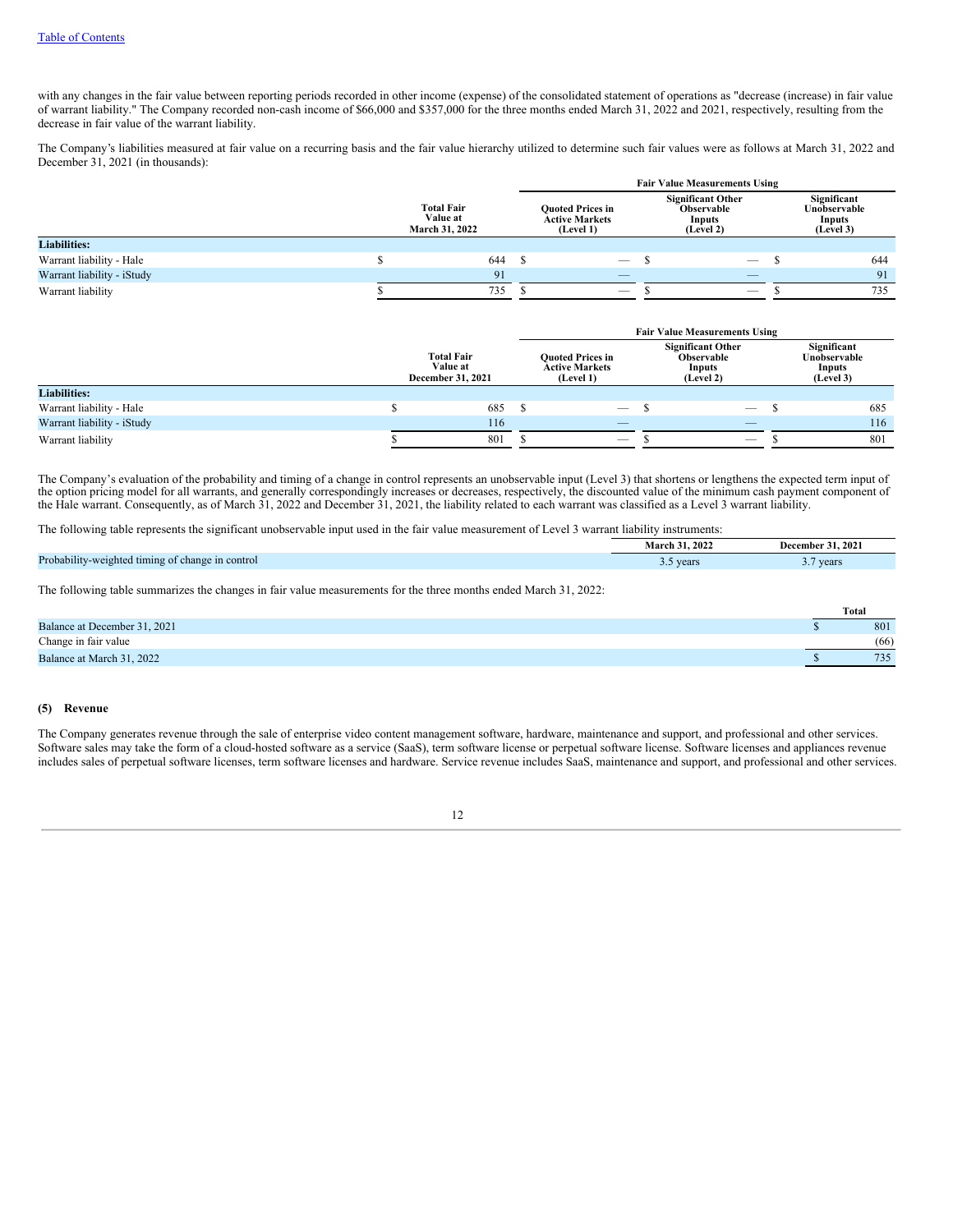with any changes in the fair value between reporting periods recorded in other income (expense) of the consolidated statement of operations as "decrease (increase) in fair value of warrant liability." The Company recorded non-cash income of $66,000 and $357,000 for the three months ended March 31, 2022 and 2021, respectively, resulting from the decrease in fair value of the warrant liability.

The Company's liabilities measured at fair value on a recurring basis and the fair value hierarchy utilized to determine such fair values were as follows at March 31, 2022 and December 31, 2021 (in thousands):

| | | Fair Value Measurements Using | | |
|---|---|---|---|---|
| | Total Fair Value at March 31, 2022 | Quoted Prices in Active Markets (Level 1) | Significant Other Observable Inputs (Level 2) | Significant Unobservable Inputs (Level 3) |
| **Liabilities:** | | | | |
| Warrant liability - Hale | $ 644 | $ — | $ — | $ 644 |
| Warrant liability - iStudy | 91 | — | — | 91 |
| Warrant liability | $ 735 | $ — | $ — | $ 735 |

| | | Fair Value Measurements Using | | |
|---|---|---|---|---|
| | Total Fair Value at December 31, 2021 | Quoted Prices in Active Markets (Level 1) | Significant Other Observable Inputs (Level 2) | Significant Unobservable Inputs (Level 3) |
| **Liabilities:** | | | | |
| Warrant liability - Hale | $ 685 | $ — | $ — | $ 685 |
| Warrant liability - iStudy | 116 | — | — | 116 |
| Warrant liability | $ 801 | $ — | $ — | $ 801 |

The Company's evaluation of the probability and timing of a change in control represents an unobservable input (Level 3) that shortens or lengthens the expected term input of the option pricing model for all warrants, and generally correspondingly increases or decreases, respectively, the discounted value of the minimum cash payment component of the Hale warrant. Consequently, as of March 31, 2022 and December 31, 2021, the liability related to each warrant was classified as a Level 3 warrant liability.

The following table represents the significant unobservable input used in the fair value measurement of Level 3 warrant liability instruments:

| | March 31, 2022 | December 31, 2021 |
|---|---|---|
| Probability-weighted timing of change in control | 3.5 years | 3.7 years |

The following table summarizes the changes in fair value measurements for the three months ended March 31, 2022:

| | Total |
|---|---|
| Balance at December 31, 2021 | $ 801 |
| Change in fair value | (66) |
| Balance at March 31, 2022 | $ 735 |

## (5) Revenue

The Company generates revenue through the sale of enterprise video content management software, hardware, maintenance and support, and professional and other services. Software sales may take the form of a cloud-hosted software as a service (SaaS), term software license or perpetual software license. Software licenses and appliances revenue includes sales of perpetual software licenses, term software licenses and hardware. Service revenue includes SaaS, maintenance and support, and professional and other services.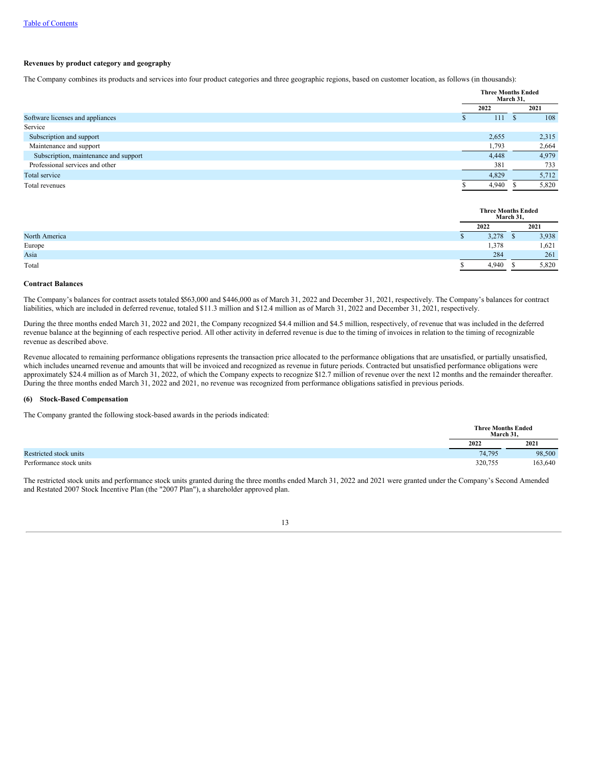**Revenues by product category and geography**

The Company combines its products and services into four product categories and three geographic regions, based on customer location, as follows (in thousands):

| | Three Months Ended March 31, | |
|---|---|---|
| | 2022 | 2021 |
| Software licenses and appliances | $ 111 | $ 108 |
| Service | | |
| Subscription and support | 2,655 | 2,315 |
| Maintenance and support | 1,793 | 2,664 |
| Subscription, maintenance and support | 4,448 | 4,979 |
| Professional services and other | 381 | 733 |
| Total service | 4,829 | 5,712 |
| Total revenues | $ 4,940 | $ 5,820 |

| | Three Months Ended March 31, | |
|---|---|---|
| | 2022 | 2021 |
| North America | $ 3,278 | $ 3,938 |
| Europe | 1,378 | 1,621 |
| Asia | 284 | 261 |
| Total | $ 4,940 | $ 5,820 |

**Contract Balances**

The Company's balances for contract assets totaled $563,000 and $446,000 as of March 31, 2022 and December 31, 2021, respectively. The Company's balances for contract liabilities, which are included in deferred revenue, totaled $11.3 million and $12.4 million as of March 31, 2022 and December 31, 2021, respectively.

During the three months ended March 31, 2022 and 2021, the Company recognized $4.4 million and $4.5 million, respectively, of revenue that was included in the deferred revenue balance at the beginning of each respective period. All other activity in deferred revenue is due to the timing of invoices in relation to the timing of recognizable revenue as described above.

Revenue allocated to remaining performance obligations represents the transaction price allocated to the performance obligations that are unsatisfied, or partially unsatisfied, which includes unearned revenue and amounts that will be invoiced and recognized as revenue in future periods. Contracted but unsatisfied performance obligations were approximately $24.4 million as of March 31, 2022, of which the Company expects to recognize $12.7 million of revenue over the next 12 months and the remainder thereafter. During the three months ended March 31, 2022 and 2021, no revenue was recognized from performance obligations satisfied in previous periods.

**(6) Stock-Based Compensation**

The Company granted the following stock-based awards in the periods indicated:

| | Three Months Ended March 31, | |
|---|---|---|
| | 2022 | 2021 |
| Restricted stock units | 74,795 | 98,500 |
| Performance stock units | 320,755 | 163,640 |

The restricted stock units and performance stock units granted during the three months ended March 31, 2022 and 2021 were granted under the Company's Second Amended and Restated 2007 Stock Incentive Plan (the "2007 Plan"), a shareholder approved plan.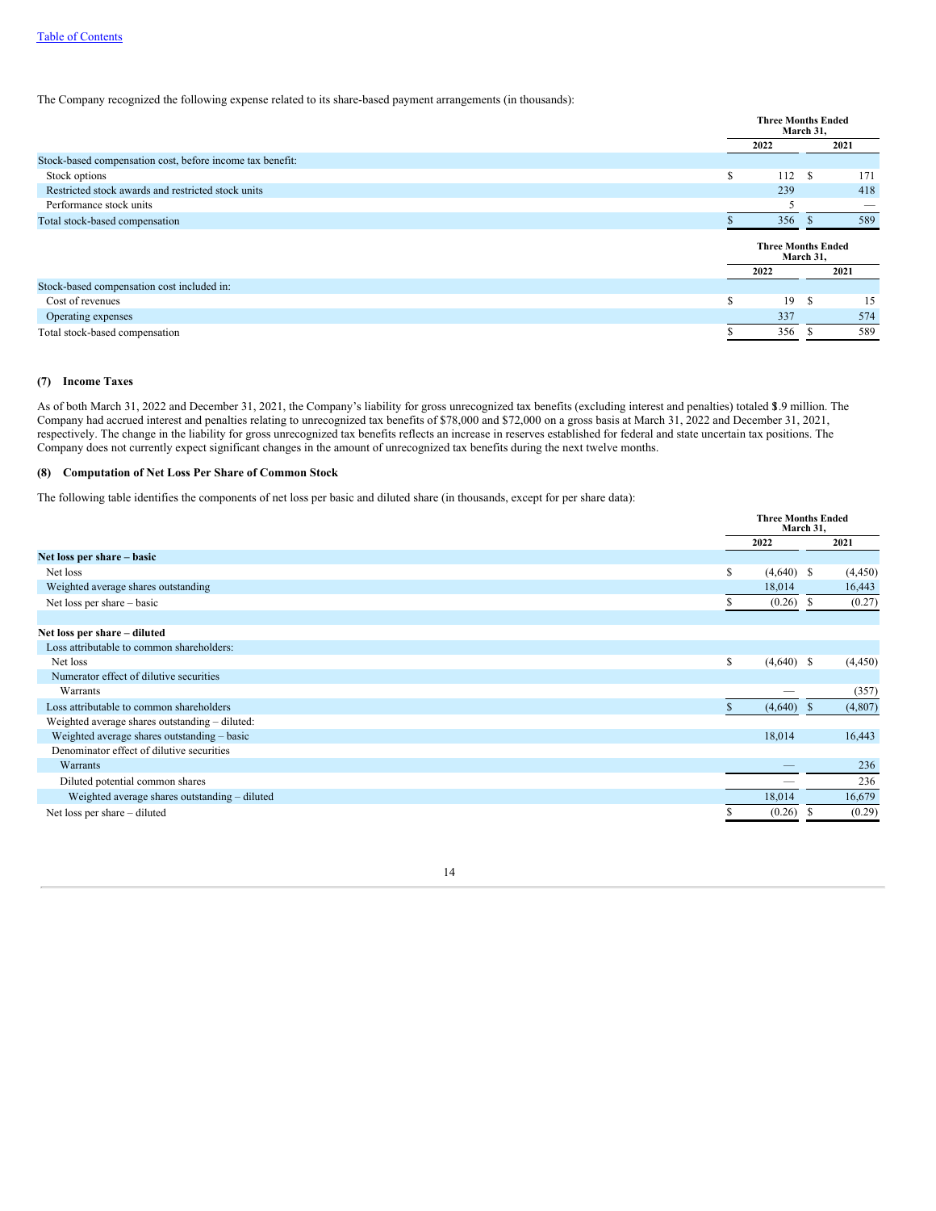The Company recognized the following expense related to its share-based payment arrangements (in thousands):

| | Three Months Ended March 31, | |
|---|---|---|
| | 2022 | 2021 |
| Stock-based compensation cost, before income tax benefit: | | |
| Stock options | $ 112 | $ 171 |
| Restricted stock awards and restricted stock units | 239 | 418 |
| Performance stock units | 5 | — |
| Total stock-based compensation | $ 356 | $ 589 |

| | Three Months Ended March 31, | |
|---|---|---|
| | 2022 | 2021 |
| Stock-based compensation cost included in: | | |
| Cost of revenues | $ 19 | $ 15 |
| Operating expenses | 337 | 574 |
| Total stock-based compensation | $ 356 | $ 589 |

### (7) Income Taxes

As of both March 31, 2022 and December 31, 2021, the Company's liability for gross unrecognized tax benefits (excluding interest and penalties) totaled $1.9 million. The Company had accrued interest and penalties relating to unrecognized tax benefits of $78,000 and $72,000 on a gross basis at March 31, 2022 and December 31, 2021, respectively. The change in the liability for gross unrecognized tax benefits reflects an increase in reserves established for federal and state uncertain tax positions. The Company does not currently expect significant changes in the amount of unrecognized tax benefits during the next twelve months.

### (8) Computation of Net Loss Per Share of Common Stock

The following table identifies the components of net loss per basic and diluted share (in thousands, except for per share data):

| | Three Months Ended March 31, | |
|---|---|---|
| | 2022 | 2021 |
| **Net loss per share – basic** | | |
| Net loss | $ (4,640) | $ (4,450) |
| Weighted average shares outstanding | 18,014 | 16,443 |
| Net loss per share – basic | $ (0.26) | $ (0.27) |
| | | |
| **Net loss per share – diluted** | | |
| Loss attributable to common shareholders: | | |
| Net loss | $ (4,640) | $ (4,450) |
| Numerator effect of dilutive securities | | |
| Warrants | — | (357) |
| Loss attributable to common shareholders | $ (4,640) | $ (4,807) |
| Weighted average shares outstanding – diluted: | | |
| Weighted average shares outstanding – basic | 18,014 | 16,443 |
| Denominator effect of dilutive securities | | |
| Warrants | — | 236 |
| Diluted potential common shares | — | 236 |
| Weighted average shares outstanding – diluted | 18,014 | 16,679 |
| Net loss per share – diluted | $ (0.26) | $ (0.29) |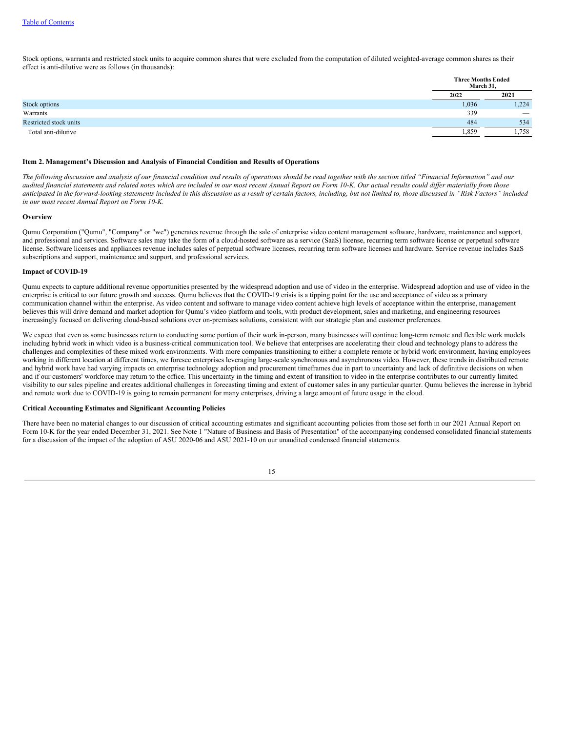[Table of Contents](#)

Stock options, warrants and restricted stock units to acquire common shares that were excluded from the computation of diluted weighted-average common shares as their effect is anti-dilutive were as follows (in thousands):

| | Three Months Ended March 31, | |
|---|---|---|
| | 2022 | 2021 |
| Stock options | 1,036 | 1,224 |
| Warrants | 339 | — |
| Restricted stock units | 484 | 534 |
| Total anti-dilutive | 1,859 | 1,758 |

### Item 2. Management's Discussion and Analysis of Financial Condition and Results of Operations

*The following discussion and analysis of our financial condition and results of operations should be read together with the section titled "Financial Information" and our audited financial statements and related notes which are included in our most recent Annual Report on Form 10-K. Our actual results could differ materially from those anticipated in the forward-looking statements included in this discussion as a result of certain factors, including, but not limited to, those discussed in "Risk Factors" included in our most recent Annual Report on Form 10-K.*

#### Overview

Qumu Corporation ("Qumu", "Company" or "we") generates revenue through the sale of enterprise video content management software, hardware, maintenance and support, and professional and services. Software sales may take the form of a cloud-hosted software as a service (SaaS) license, recurring term software license or perpetual software license. Software licenses and appliances revenue includes sales of perpetual software licenses, recurring term software licenses and hardware. Service revenue includes SaaS subscriptions and support, maintenance and support, and professional services.

#### Impact of COVID-19

Qumu expects to capture additional revenue opportunities presented by the widespread adoption and use of video in the enterprise. Widespread adoption and use of video in the enterprise is critical to our future growth and success. Qumu believes that the COVID-19 crisis is a tipping point for the use and acceptance of video as a primary communication channel within the enterprise. As video content and software to manage video content achieve high levels of acceptance within the enterprise, management believes this will drive demand and market adoption for Qumu's video platform and tools, with product development, sales and marketing, and engineering resources increasingly focused on delivering cloud-based solutions over on-premises solutions, consistent with our strategic plan and customer preferences.

We expect that even as some businesses return to conducting some portion of their work in-person, many businesses will continue long-term remote and flexible work models including hybrid work in which video is a business-critical communication tool. We believe that enterprises are accelerating their cloud and technology plans to address the challenges and complexities of these mixed work environments. With more companies transitioning to either a complete remote or hybrid work environment, having employees working in different location at different times, we foresee enterprises leveraging large-scale synchronous and asynchronous video. However, these trends in distributed remote and hybrid work have had varying impacts on enterprise technology adoption and procurement timeframes due in part to uncertainty and lack of definitive decisions on when and if our customers' workforce may return to the office. This uncertainty in the timing and extent of transition to video in the enterprise contributes to our currently limited visibility to our sales pipeline and creates additional challenges in forecasting timing and extent of customer sales in any particular quarter. Qumu believes the increase in hybrid and remote work due to COVID-19 is going to remain permanent for many enterprises, driving a large amount of future usage in the cloud.

#### Critical Accounting Estimates and Significant Accounting Policies

There have been no material changes to our discussion of critical accounting estimates and significant accounting policies from those set forth in our 2021 Annual Report on Form 10-K for the year ended December 31, 2021. See Note 1 "Nature of Business and Basis of Presentation" of the accompanying condensed consolidated financial statements for a discussion of the impact of the adoption of ASU 2020-06 and ASU 2021-10 on our unaudited condensed financial statements.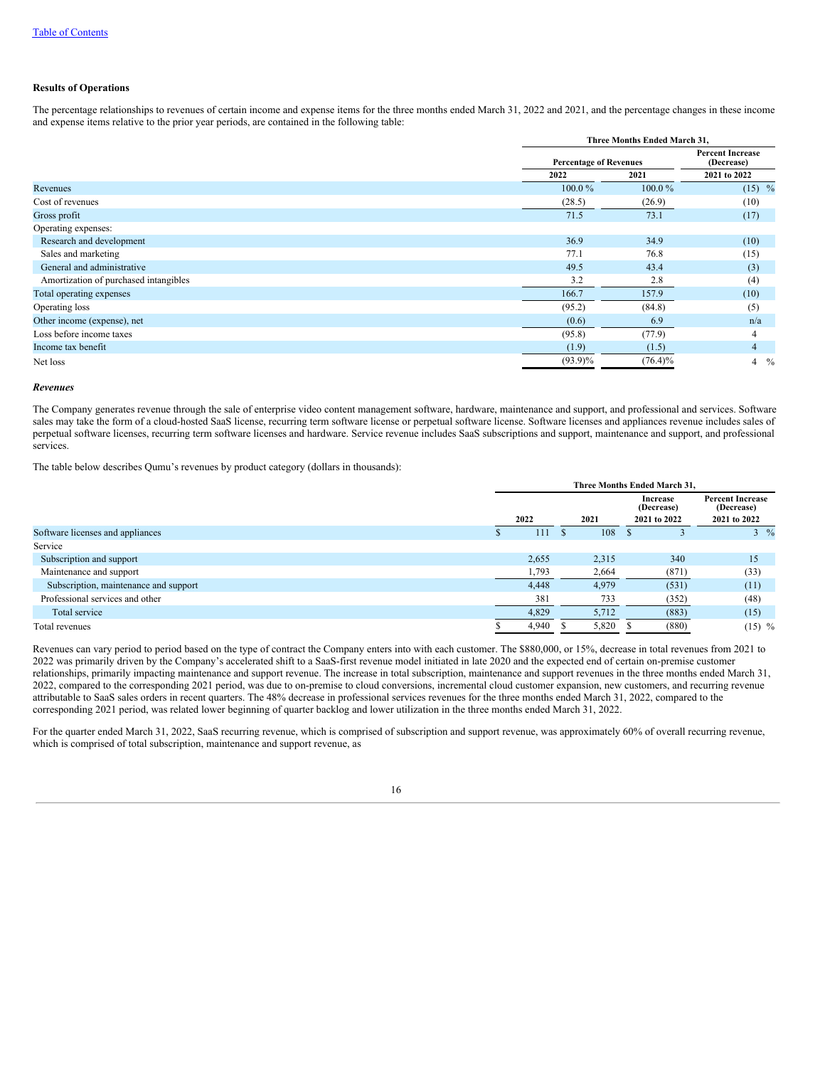[Table of Contents](#)

**Results of Operations**

The percentage relationships to revenues of certain income and expense items for the three months ended March 31, 2022 and 2021, and the percentage changes in these income and expense items relative to the prior year periods, are contained in the following table:

| | Three Months Ended March 31, | | |
|---|---|---|---|
| | Percentage of Revenues | | Percent Increase (Decrease) |
| | 2022 | 2021 | 2021 to 2022 |
| Revenues | 100.0 % | 100.0 % | (15) % |
| Cost of revenues | (28.5) | (26.9) | (10) |
| Gross profit | 71.5 | 73.1 | (17) |
| Operating expenses: | | | |
| Research and development | 36.9 | 34.9 | (10) |
| Sales and marketing | 77.1 | 76.8 | (15) |
| General and administrative | 49.5 | 43.4 | (3) |
| Amortization of purchased intangibles | 3.2 | 2.8 | (4) |
| Total operating expenses | 166.7 | 157.9 | (10) |
| Operating loss | (95.2) | (84.8) | (5) |
| Other income (expense), net | (0.6) | 6.9 | n/a |
| Loss before income taxes | (95.8) | (77.9) | 4 |
| Income tax benefit | (1.9) | (1.5) | 4 |
| Net loss | (93.9)% | (76.4)% | 4 % |

***Revenues***

The Company generates revenue through the sale of enterprise video content management software, hardware, maintenance and support, and professional and services. Software sales may take the form of a cloud-hosted SaaS license, recurring term software license or perpetual software license. Software licenses and appliances revenue includes sales of perpetual software licenses, recurring term software licenses and hardware. Service revenue includes SaaS subscriptions and support, maintenance and support, and professional services.

The table below describes Qumu's revenues by product category (dollars in thousands):

| | Three Months Ended March 31, | | | |
|---|---|---|---|---|
| | 2022 | 2021 | Increase (Decrease) 2021 to 2022 | Percent Increase (Decrease) 2021 to 2022 |
| Software licenses and appliances | $ 111 | $ 108 | $ 3 | 3 % |
| Service | | | | |
| Subscription and support | 2,655 | 2,315 | 340 | 15 |
| Maintenance and support | 1,793 | 2,664 | (871) | (33) |
| Subscription, maintenance and support | 4,448 | 4,979 | (531) | (11) |
| Professional services and other | 381 | 733 | (352) | (48) |
| Total service | 4,829 | 5,712 | (883) | (15) |
| Total revenues | $ 4,940 | $ 5,820 | $ (880) | (15) % |

Revenues can vary period to period based on the type of contract the Company enters into with each customer. The $880,000, or 15%, decrease in total revenues from 2021 to 2022 was primarily driven by the Company's accelerated shift to a SaaS-first revenue model initiated in late 2020 and the expected end of certain on-premise customer relationships, primarily impacting maintenance and support revenue. The increase in total subscription, maintenance and support revenues in the three months ended March 31, 2022, compared to the corresponding 2021 period, was due to on-premise to cloud conversions, incremental cloud customer expansion, new customers, and recurring revenue attributable to SaaS sales orders in recent quarters. The 48% decrease in professional services revenues for the three months ended March 31, 2022, compared to the corresponding 2021 period, was related lower beginning of quarter backlog and lower utilization in the three months ended March 31, 2022.

For the quarter ended March 31, 2022, SaaS recurring revenue, which is comprised of subscription and support revenue, was approximately 60% of overall recurring revenue, which is comprised of total subscription, maintenance and support revenue, as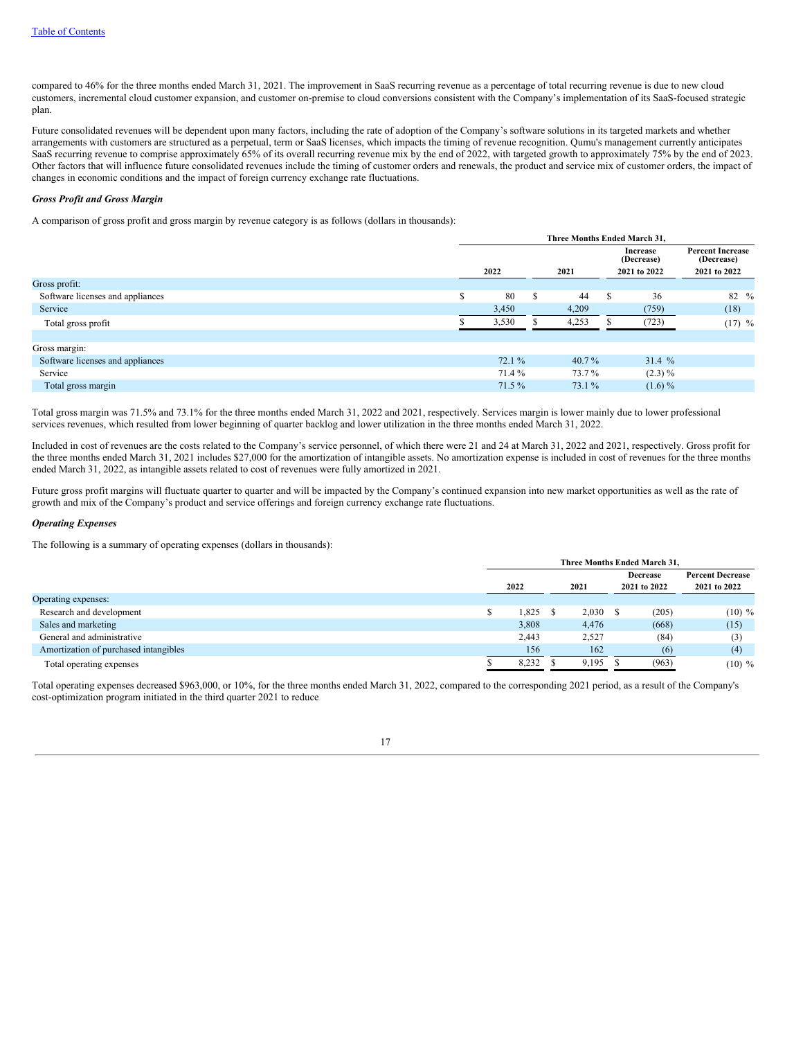compared to 46% for the three months ended March 31, 2021. The improvement in SaaS recurring revenue as a percentage of total recurring revenue is due to new cloud customers, incremental cloud customer expansion, and customer on-premise to cloud conversions consistent with the Company's implementation of its SaaS-focused strategic plan.

Future consolidated revenues will be dependent upon many factors, including the rate of adoption of the Company's software solutions in its targeted markets and whether arrangements with customers are structured as a perpetual, term or SaaS licenses, which impacts the timing of revenue recognition. Qumu's management currently anticipates SaaS recurring revenue to comprise approximately 65% of its overall recurring revenue mix by the end of 2022, with targeted growth to approximately 75% by the end of 2023. Other factors that will influence future consolidated revenues include the timing of customer orders and renewals, the product and service mix of customer orders, the impact of changes in economic conditions and the impact of foreign currency exchange rate fluctuations.

***Gross Profit and Gross Margin***

A comparison of gross profit and gross margin by revenue category is as follows (dollars in thousands):

| | Three Months Ended March 31, | | | |
|---|---|---|---|---|
| | 2022 | 2021 | Increase (Decrease) 2021 to 2022 | Percent Increase (Decrease) 2021 to 2022 |
| Gross profit: | | | | |
| Software licenses and appliances | $ 80 | $ 44 | $ 36 | 82 % |
| Service | 3,450 | 4,209 | (759) | (18) |
| Total gross profit | $ 3,530 | $ 4,253 | $ (723) | (17) % |
| | | | | |
| Gross margin: | | | | |
| Software licenses and appliances | 72.1 % | 40.7 % | 31.4 % | |
| Service | 71.4 % | 73.7 % | (2.3) % | |
| Total gross margin | 71.5 % | 73.1 % | (1.6) % | |

Total gross margin was 71.5% and 73.1% for the three months ended March 31, 2022 and 2021, respectively. Services margin is lower mainly due to lower professional services revenues, which resulted from lower beginning of quarter backlog and lower utilization in the three months ended March 31, 2022.

Included in cost of revenues are the costs related to the Company's service personnel, of which there were 21 and 24 at March 31, 2022 and 2021, respectively. Gross profit for the three months ended March 31, 2021 includes $27,000 for the amortization of intangible assets. No amortization expense is included in cost of revenues for the three months ended March 31, 2022, as intangible assets related to cost of revenues were fully amortized in 2021.

Future gross profit margins will fluctuate quarter to quarter and will be impacted by the Company's continued expansion into new market opportunities as well as the rate of growth and mix of the Company's product and service offerings and foreign currency exchange rate fluctuations.

***Operating Expenses***

The following is a summary of operating expenses (dollars in thousands):

| | Three Months Ended March 31, | | | |
|---|---|---|---|---|
| | 2022 | 2021 | Decrease 2021 to 2022 | Percent Decrease 2021 to 2022 |
| Operating expenses: | | | | |
| Research and development | $ 1,825 | $ 2,030 | $ (205) | (10) % |
| Sales and marketing | 3,808 | 4,476 | (668) | (15) |
| General and administrative | 2,443 | 2,527 | (84) | (3) |
| Amortization of purchased intangibles | 156 | 162 | (6) | (4) |
| Total operating expenses | $ 8,232 | $ 9,195 | $ (963) | (10) % |

Total operating expenses decreased $963,000, or 10%, for the three months ended March 31, 2022, compared to the corresponding 2021 period, as a result of the Company's cost-optimization program initiated in the third quarter 2021 to reduce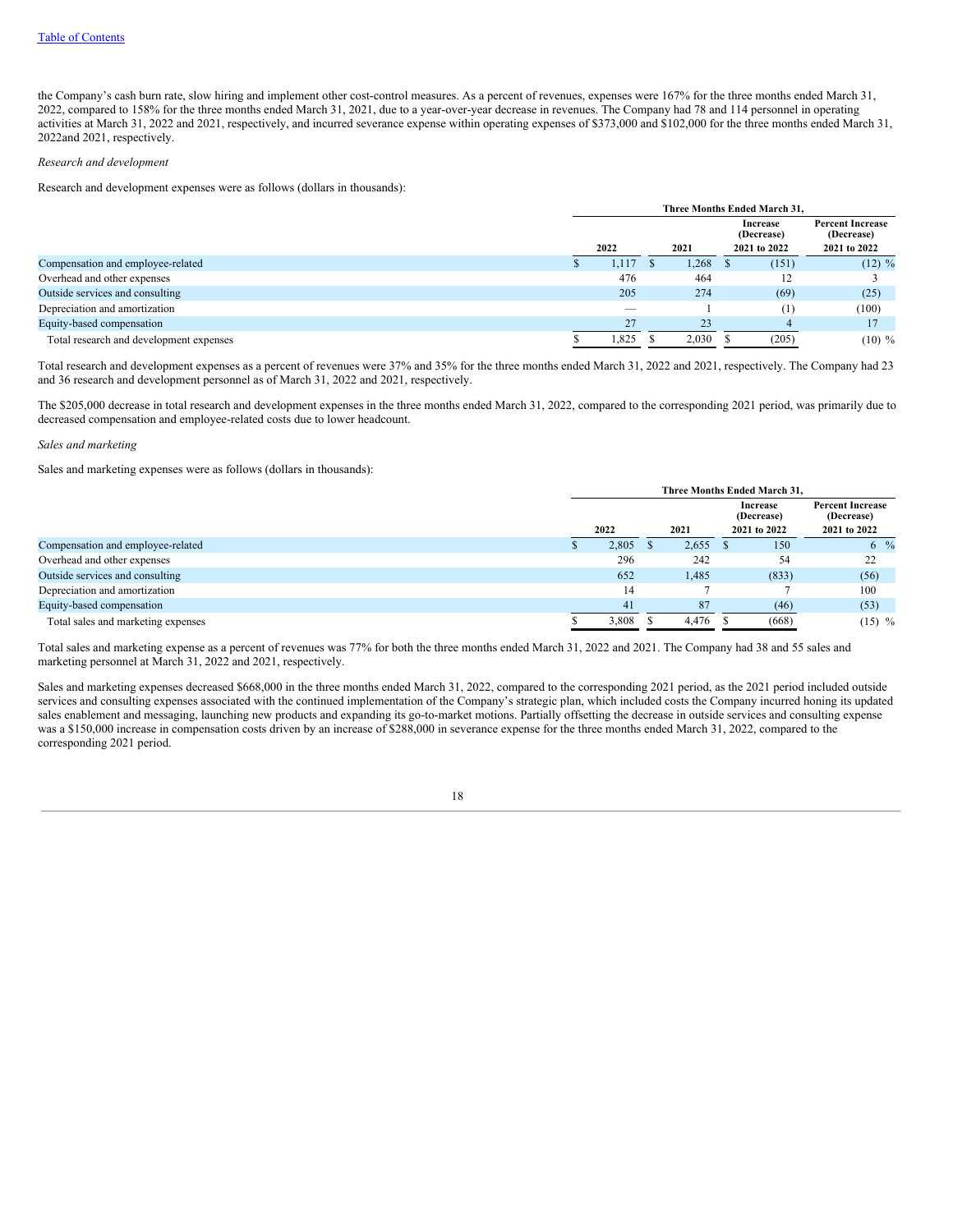the Company's cash burn rate, slow hiring and implement other cost-control measures. As a percent of revenues, expenses were 167% for the three months ended March 31, 2022, compared to 158% for the three months ended March 31, 2021, due to a year-over-year decrease in revenues. The Company had 78 and 114 personnel in operating activities at March 31, 2022 and 2021, respectively, and incurred severance expense within operating expenses of $373,000 and $102,000 for the three months ended March 31, 2022and 2021, respectively.

*Research and development*

Research and development expenses were as follows (dollars in thousands):

| | Three Months Ended March 31, | | | |
|---|---|---|---|---|
| | 2022 | 2021 | Increase (Decrease) 2021 to 2022 | Percent Increase (Decrease) 2021 to 2022 |
| Compensation and employee-related | $ 1,117 | $ 1,268 | $ (151) | (12) % |
| Overhead and other expenses | 476 | 464 | 12 | 3 |
| Outside services and consulting | 205 | 274 | (69) | (25) |
| Depreciation and amortization | — | 1 | (1) | (100) |
| Equity-based compensation | 27 | 23 | 4 | 17 |
| Total research and development expenses | $ 1,825 | $ 2,030 | $ (205) | (10) % |

Total research and development expenses as a percent of revenues were 37% and 35% for the three months ended March 31, 2022 and 2021, respectively. The Company had 23 and 36 research and development personnel as of March 31, 2022 and 2021, respectively.

The $205,000 decrease in total research and development expenses in the three months ended March 31, 2022, compared to the corresponding 2021 period, was primarily due to decreased compensation and employee-related costs due to lower headcount.

*Sales and marketing*

Sales and marketing expenses were as follows (dollars in thousands):

| | Three Months Ended March 31, | | | |
|---|---|---|---|---|
| | 2022 | 2021 | Increase (Decrease) 2021 to 2022 | Percent Increase (Decrease) 2021 to 2022 |
| Compensation and employee-related | $ 2,805 | $ 2,655 | $ 150 | 6 % |
| Overhead and other expenses | 296 | 242 | 54 | 22 |
| Outside services and consulting | 652 | 1,485 | (833) | (56) |
| Depreciation and amortization | 14 | 7 | 7 | 100 |
| Equity-based compensation | 41 | 87 | (46) | (53) |
| Total sales and marketing expenses | $ 3,808 | $ 4,476 | $ (668) | (15) % |

Total sales and marketing expense as a percent of revenues was 77% for both the three months ended March 31, 2022 and 2021. The Company had 38 and 55 sales and marketing personnel at March 31, 2022 and 2021, respectively.

Sales and marketing expenses decreased $668,000 in the three months ended March 31, 2022, compared to the corresponding 2021 period, as the 2021 period included outside services and consulting expenses associated with the continued implementation of the Company's strategic plan, which included costs the Company incurred honing its updated sales enablement and messaging, launching new products and expanding its go-to-market motions. Partially offsetting the decrease in outside services and consulting expense was a $150,000 increase in compensation costs driven by an increase of $288,000 in severance expense for the three months ended March 31, 2022, compared to the corresponding 2021 period.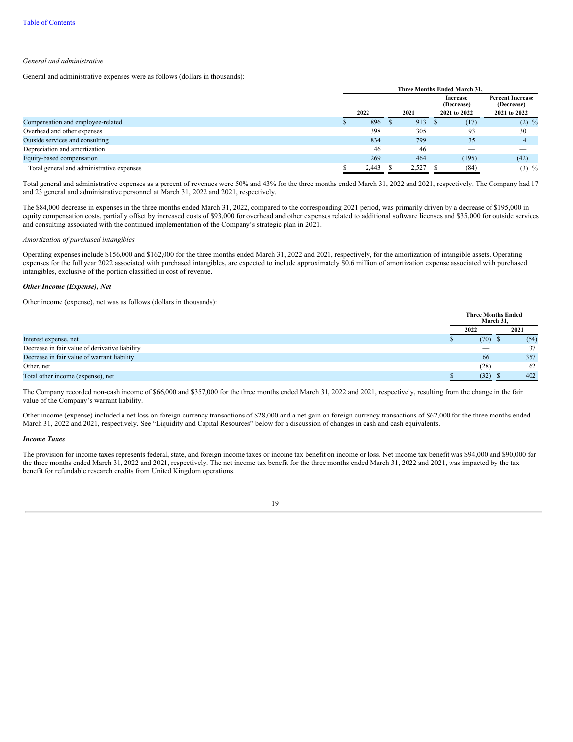*General and administrative*

General and administrative expenses were as follows (dollars in thousands):

| | Three Months Ended March 31, | | | |
|---|---|---|---|---|
| | 2022 | 2021 | Increase (Decrease) 2021 to 2022 | Percent Increase (Decrease) 2021 to 2022 |
| Compensation and employee-related | $ 896 | $ 913 | $ (17) | (2) % |
| Overhead and other expenses | 398 | 305 | 93 | 30 |
| Outside services and consulting | 834 | 799 | 35 | 4 |
| Depreciation and amortization | 46 | 46 | — | — |
| Equity-based compensation | 269 | 464 | (195) | (42) |
| Total general and administrative expenses | $ 2,443 | $ 2,527 | $ (84) | (3) % |

Total general and administrative expenses as a percent of revenues were 50% and 43% for the three months ended March 31, 2022 and 2021, respectively. The Company had 17 and 23 general and administrative personnel at March 31, 2022 and 2021, respectively.

The $84,000 decrease in expenses in the three months ended March 31, 2022, compared to the corresponding 2021 period, was primarily driven by a decrease of $195,000 in equity compensation costs, partially offset by increased costs of $93,000 for overhead and other expenses related to additional software licenses and $35,000 for outside services and consulting associated with the continued implementation of the Company's strategic plan in 2021.

*Amortization of purchased intangibles*

Operating expenses include $156,000 and $162,000 for the three months ended March 31, 2022 and 2021, respectively, for the amortization of intangible assets. Operating expenses for the full year 2022 associated with purchased intangibles, are expected to include approximately $0.6 million of amortization expense associated with purchased intangibles, exclusive of the portion classified in cost of revenue.

***Other Income (Expense), Net***

Other income (expense), net was as follows (dollars in thousands):

| | Three Months Ended March 31, | |
|---|---|---|
| | 2022 | 2021 |
| Interest expense, net | $ (70) | $ (54) |
| Decrease in fair value of derivative liability | — | 37 |
| Decrease in fair value of warrant liability | 66 | 357 |
| Other, net | (28) | 62 |
| Total other income (expense), net | $ (32) | $ 402 |

The Company recorded non-cash income of $66,000 and $357,000 for the three months ended March 31, 2022 and 2021, respectively, resulting from the change in the fair value of the Company's warrant liability.

Other income (expense) included a net loss on foreign currency transactions of $28,000 and a net gain on foreign currency transactions of $62,000 for the three months ended March 31, 2022 and 2021, respectively. See "Liquidity and Capital Resources" below for a discussion of changes in cash and cash equivalents.

***Income Taxes***

The provision for income taxes represents federal, state, and foreign income taxes or income tax benefit on income or loss. Net income tax benefit was $94,000 and $90,000 for the three months ended March 31, 2022 and 2021, respectively. The net income tax benefit for the three months ended March 31, 2022 and 2021, was impacted by the tax benefit for refundable research credits from United Kingdom operations.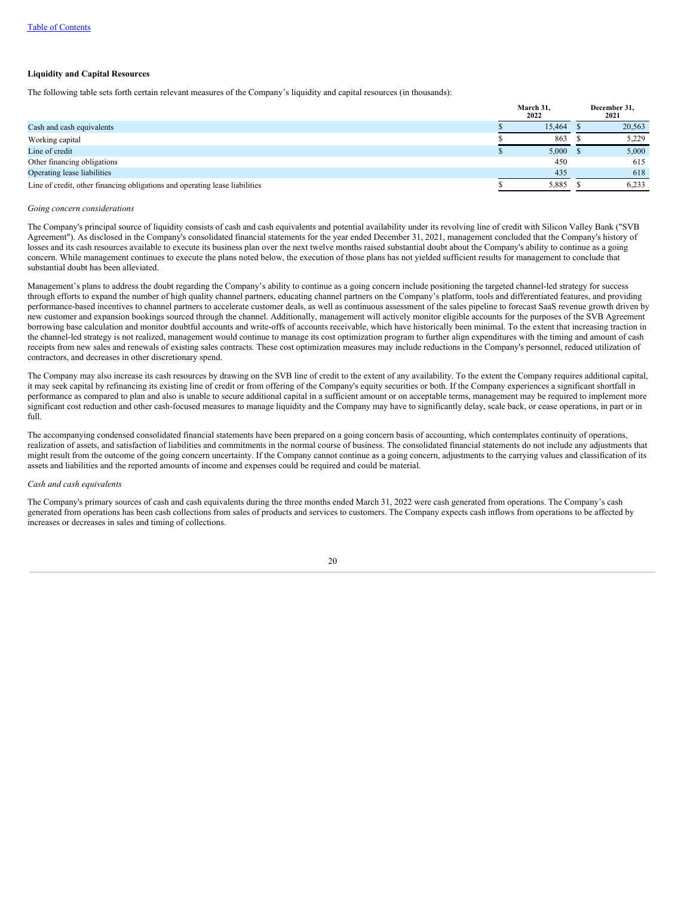**Liquidity and Capital Resources**

The following table sets forth certain relevant measures of the Company's liquidity and capital resources (in thousands):

| | March 31, 2022 | December 31, 2021 |
|---|---|---|
| Cash and cash equivalents | $ 15,464 | $ 20,563 |
| Working capital | $ 863 | $ 5,229 |
| Line of credit | $ 5,000 | $ 5,000 |
| Other financing obligations | 450 | 615 |
| Operating lease liabilities | 435 | 618 |
| Line of credit, other financing obligations and operating lease liabilities | $ 5,885 | $ 6,233 |

*Going concern considerations*

The Company's principal source of liquidity consists of cash and cash equivalents and potential availability under its revolving line of credit with Silicon Valley Bank ("SVB Agreement"). As disclosed in the Company's consolidated financial statements for the year ended December 31, 2021, management concluded that the Company's history of losses and its cash resources available to execute its business plan over the next twelve months raised substantial doubt about the Company's ability to continue as a going concern. While management continues to execute the plans noted below, the execution of those plans has not yielded sufficient results for management to conclude that substantial doubt has been alleviated.

Management's plans to address the doubt regarding the Company's ability to continue as a going concern include positioning the targeted channel-led strategy for success through efforts to expand the number of high quality channel partners, educating channel partners on the Company's platform, tools and differentiated features, and providing performance-based incentives to channel partners to accelerate customer deals, as well as continuous assessment of the sales pipeline to forecast SaaS revenue growth driven by new customer and expansion bookings sourced through the channel. Additionally, management will actively monitor eligible accounts for the purposes of the SVB Agreement borrowing base calculation and monitor doubtful accounts and write-offs of accounts receivable, which have historically been minimal. To the extent that increasing traction in the channel-led strategy is not realized, management would continue to manage its cost optimization program to further align expenditures with the timing and amount of cash receipts from new sales and renewals of existing sales contracts. These cost optimization measures may include reductions in the Company's personnel, reduced utilization of contractors, and decreases in other discretionary spend.

The Company may also increase its cash resources by drawing on the SVB line of credit to the extent of any availability. To the extent the Company requires additional capital, it may seek capital by refinancing its existing line of credit or from offering of the Company's equity securities or both. If the Company experiences a significant shortfall in performance as compared to plan and also is unable to secure additional capital in a sufficient amount or on acceptable terms, management may be required to implement more significant cost reduction and other cash-focused measures to manage liquidity and the Company may have to significantly delay, scale back, or cease operations, in part or in full.

The accompanying condensed consolidated financial statements have been prepared on a going concern basis of accounting, which contemplates continuity of operations, realization of assets, and satisfaction of liabilities and commitments in the normal course of business. The consolidated financial statements do not include any adjustments that might result from the outcome of the going concern uncertainty. If the Company cannot continue as a going concern, adjustments to the carrying values and classification of its assets and liabilities and the reported amounts of income and expenses could be required and could be material.

*Cash and cash equivalents*

The Company's primary sources of cash and cash equivalents during the three months ended March 31, 2022 were cash generated from operations. The Company's cash generated from operations has been cash collections from sales of products and services to customers. The Company expects cash inflows from operations to be affected by increases or decreases in sales and timing of collections.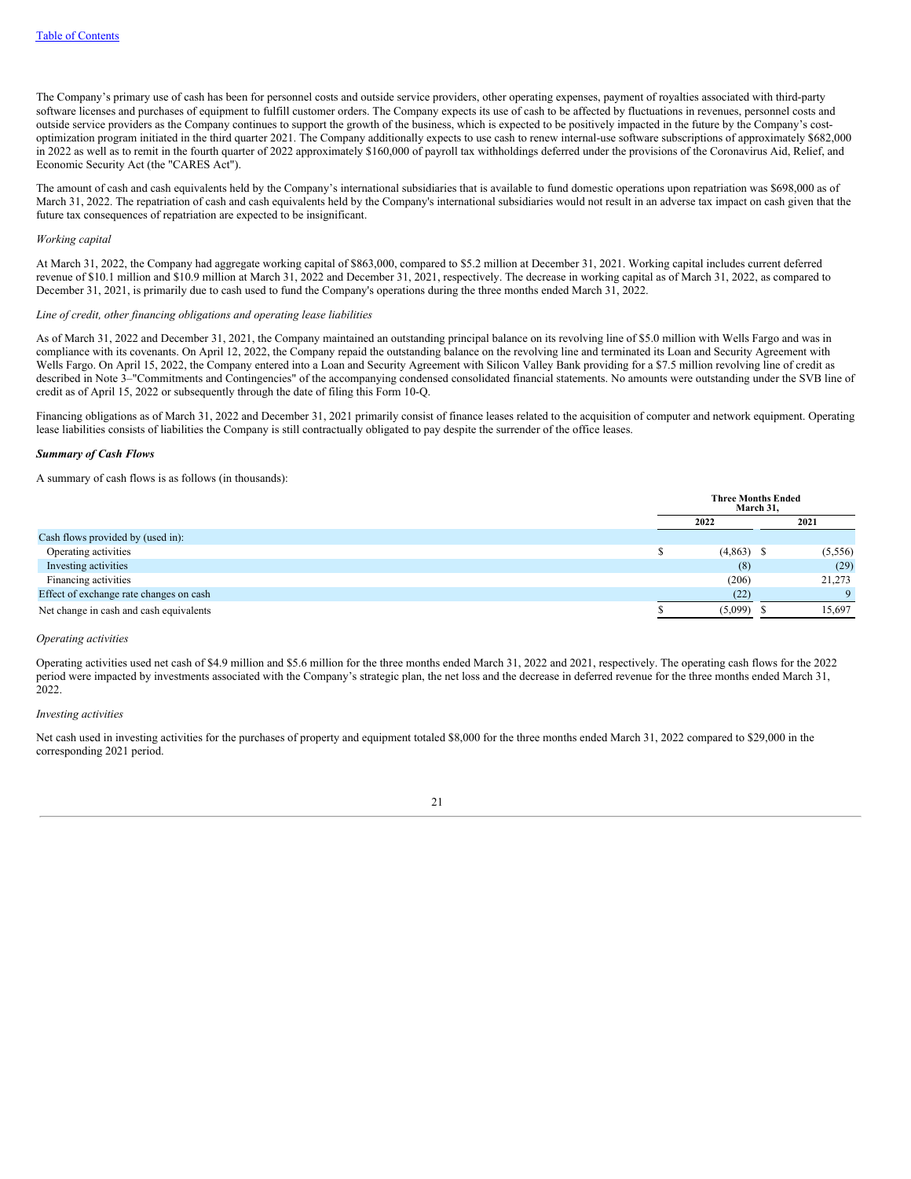The Company's primary use of cash has been for personnel costs and outside service providers, other operating expenses, payment of royalties associated with third-party software licenses and purchases of equipment to fulfill customer orders. The Company expects its use of cash to be affected by fluctuations in revenues, personnel costs and outside service providers as the Company continues to support the growth of the business, which is expected to be positively impacted in the future by the Company's cost-optimization program initiated in the third quarter 2021. The Company additionally expects to use cash to renew internal-use software subscriptions of approximately $682,000 in 2022 as well as to remit in the fourth quarter of 2022 approximately $160,000 of payroll tax withholdings deferred under the provisions of the Coronavirus Aid, Relief, and Economic Security Act (the "CARES Act").

The amount of cash and cash equivalents held by the Company's international subsidiaries that is available to fund domestic operations upon repatriation was $698,000 as of March 31, 2022. The repatriation of cash and cash equivalents held by the Company's international subsidiaries would not result in an adverse tax impact on cash given that the future tax consequences of repatriation are expected to be insignificant.

*Working capital*

At March 31, 2022, the Company had aggregate working capital of $863,000, compared to $5.2 million at December 31, 2021. Working capital includes current deferred revenue of $10.1 million and $10.9 million at March 31, 2022 and December 31, 2021, respectively. The decrease in working capital as of March 31, 2022, as compared to December 31, 2021, is primarily due to cash used to fund the Company's operations during the three months ended March 31, 2022.

*Line of credit, other financing obligations and operating lease liabilities*

As of March 31, 2022 and December 31, 2021, the Company maintained an outstanding principal balance on its revolving line of $5.0 million with Wells Fargo and was in compliance with its covenants. On April 12, 2022, the Company repaid the outstanding balance on the revolving line and terminated its Loan and Security Agreement with Wells Fargo. On April 15, 2022, the Company entered into a Loan and Security Agreement with Silicon Valley Bank providing for a $7.5 million revolving line of credit as described in Note 3–"Commitments and Contingencies" of the accompanying condensed consolidated financial statements. No amounts were outstanding under the SVB line of credit as of April 15, 2022 or subsequently through the date of filing this Form 10-Q.

Financing obligations as of March 31, 2022 and December 31, 2021 primarily consist of finance leases related to the acquisition of computer and network equipment. Operating lease liabilities consists of liabilities the Company is still contractually obligated to pay despite the surrender of the office leases.

***Summary of Cash Flows***

A summary of cash flows is as follows (in thousands):

| | Three Months Ended March 31, | |
|---|---|---|
| | 2022 | 2021 |
| Cash flows provided by (used in): | | |
| Operating activities | $ (4,863) | $ (5,556) |
| Investing activities | (8) | (29) |
| Financing activities | (206) | 21,273 |
| Effect of exchange rate changes on cash | (22) | 9 |
| Net change in cash and cash equivalents | $ (5,099) | $ 15,697 |

*Operating activities*

Operating activities used net cash of $4.9 million and $5.6 million for the three months ended March 31, 2022 and 2021, respectively. The operating cash flows for the 2022 period were impacted by investments associated with the Company's strategic plan, the net loss and the decrease in deferred revenue for the three months ended March 31, 2022.

*Investing activities*

Net cash used in investing activities for the purchases of property and equipment totaled $8,000 for the three months ended March 31, 2022 compared to $29,000 in the corresponding 2021 period.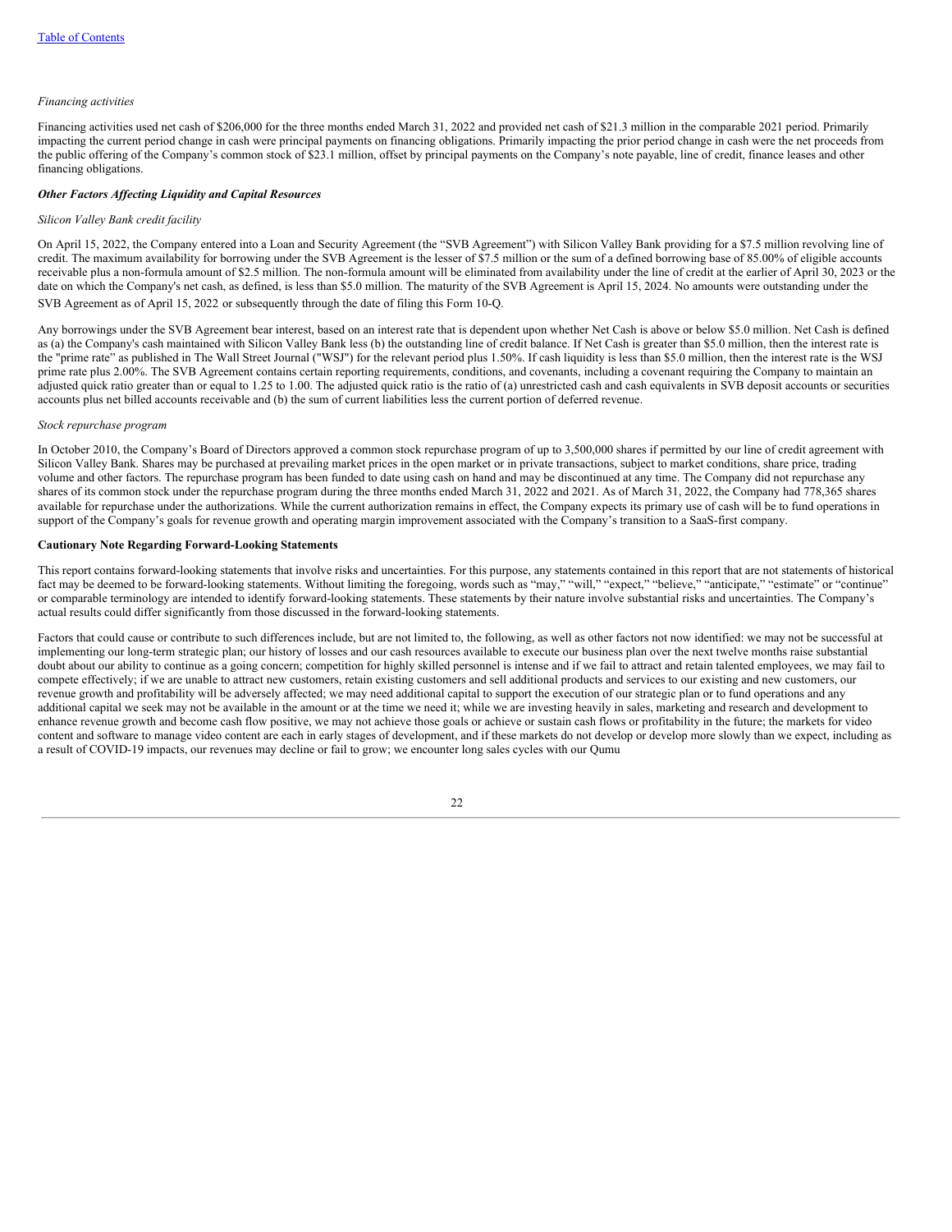*Financing activities*

Financing activities used net cash of $206,000 for the three months ended March 31, 2022 and provided net cash of $21.3 million in the comparable 2021 period. Primarily impacting the current period change in cash were principal payments on financing obligations. Primarily impacting the prior period change in cash were the net proceeds from the public offering of the Company's common stock of $23.1 million, offset by principal payments on the Company's note payable, line of credit, finance leases and other financing obligations.

***Other Factors Affecting Liquidity and Capital Resources***

*Silicon Valley Bank credit facility*

On April 15, 2022, the Company entered into a Loan and Security Agreement (the "SVB Agreement") with Silicon Valley Bank providing for a $7.5 million revolving line of credit. The maximum availability for borrowing under the SVB Agreement is the lesser of $7.5 million or the sum of a defined borrowing base of 85.00% of eligible accounts receivable plus a non-formula amount of $2.5 million. The non-formula amount will be eliminated from availability under the line of credit at the earlier of April 30, 2023 or the date on which the Company's net cash, as defined, is less than $5.0 million. The maturity of the SVB Agreement is April 15, 2024. No amounts were outstanding under the SVB Agreement as of April 15, 2022 or subsequently through the date of filing this Form 10-Q.

Any borrowings under the SVB Agreement bear interest, based on an interest rate that is dependent upon whether Net Cash is above or below $5.0 million. Net Cash is defined as (a) the Company's cash maintained with Silicon Valley Bank less (b) the outstanding line of credit balance. If Net Cash is greater than $5.0 million, then the interest rate is the "prime rate" as published in The Wall Street Journal ("WSJ") for the relevant period plus 1.50%. If cash liquidity is less than $5.0 million, then the interest rate is the WSJ prime rate plus 2.00%. The SVB Agreement contains certain reporting requirements, conditions, and covenants, including a covenant requiring the Company to maintain an adjusted quick ratio greater than or equal to 1.25 to 1.00. The adjusted quick ratio is the ratio of (a) unrestricted cash and cash equivalents in SVB deposit accounts or securities accounts plus net billed accounts receivable and (b) the sum of current liabilities less the current portion of deferred revenue.

*Stock repurchase program*

In October 2010, the Company's Board of Directors approved a common stock repurchase program of up to 3,500,000 shares if permitted by our line of credit agreement with Silicon Valley Bank. Shares may be purchased at prevailing market prices in the open market or in private transactions, subject to market conditions, share price, trading volume and other factors. The repurchase program has been funded to date using cash on hand and may be discontinued at any time. The Company did not repurchase any shares of its common stock under the repurchase program during the three months ended March 31, 2022 and 2021. As of March 31, 2022, the Company had 778,365 shares available for repurchase under the authorizations. While the current authorization remains in effect, the Company expects its primary use of cash will be to fund operations in support of the Company's goals for revenue growth and operating margin improvement associated with the Company's transition to a SaaS-first company.

**Cautionary Note Regarding Forward-Looking Statements**

This report contains forward-looking statements that involve risks and uncertainties. For this purpose, any statements contained in this report that are not statements of historical fact may be deemed to be forward-looking statements. Without limiting the foregoing, words such as "may," "will," "expect," "believe," "anticipate," "estimate" or "continue" or comparable terminology are intended to identify forward-looking statements. These statements by their nature involve substantial risks and uncertainties. The Company's actual results could differ significantly from those discussed in the forward-looking statements.

Factors that could cause or contribute to such differences include, but are not limited to, the following, as well as other factors not now identified: we may not be successful at implementing our long-term strategic plan; our history of losses and our cash resources available to execute our business plan over the next twelve months raise substantial doubt about our ability to continue as a going concern; competition for highly skilled personnel is intense and if we fail to attract and retain talented employees, we may fail to compete effectively; if we are unable to attract new customers, retain existing customers and sell additional products and services to our existing and new customers, our revenue growth and profitability will be adversely affected; we may need additional capital to support the execution of our strategic plan or to fund operations and any additional capital we seek may not be available in the amount or at the time we need it; while we are investing heavily in sales, marketing and research and development to enhance revenue growth and become cash flow positive, we may not achieve those goals or achieve or sustain cash flows or profitability in the future; the markets for video content and software to manage video content are each in early stages of development, and if these markets do not develop or develop more slowly than we expect, including as a result of COVID-19 impacts, our revenues may decline or fail to grow; we encounter long sales cycles with our Qumu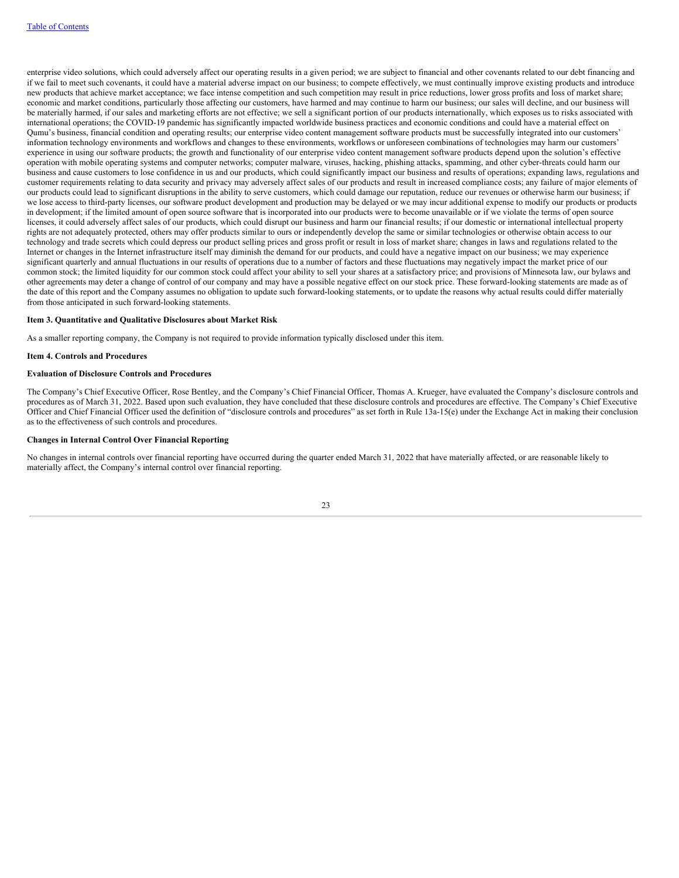enterprise video solutions, which could adversely affect our operating results in a given period; we are subject to financial and other covenants related to our debt financing and if we fail to meet such covenants, it could have a material adverse impact on our business; to compete effectively, we must continually improve existing products and introduce new products that achieve market acceptance; we face intense competition and such competition may result in price reductions, lower gross profits and loss of market share; economic and market conditions, particularly those affecting our customers, have harmed and may continue to harm our business; our sales will decline, and our business will be materially harmed, if our sales and marketing efforts are not effective; we sell a significant portion of our products internationally, which exposes us to risks associated with international operations; the COVID-19 pandemic has significantly impacted worldwide business practices and economic conditions and could have a material effect on Qumu's business, financial condition and operating results; our enterprise video content management software products must be successfully integrated into our customers' information technology environments and workflows and changes to these environments, workflows or unforeseen combinations of technologies may harm our customers' experience in using our software products; the growth and functionality of our enterprise video content management software products depend upon the solution's effective operation with mobile operating systems and computer networks; computer malware, viruses, hacking, phishing attacks, spamming, and other cyber-threats could harm our business and cause customers to lose confidence in us and our products, which could significantly impact our business and results of operations; expanding laws, regulations and customer requirements relating to data security and privacy may adversely affect sales of our products and result in increased compliance costs; any failure of major elements of our products could lead to significant disruptions in the ability to serve customers, which could damage our reputation, reduce our revenues or otherwise harm our business; if we lose access to third-party licenses, our software product development and production may be delayed or we may incur additional expense to modify our products or products in development; if the limited amount of open source software that is incorporated into our products were to become unavailable or if we violate the terms of open source licenses, it could adversely affect sales of our products, which could disrupt our business and harm our financial results; if our domestic or international intellectual property rights are not adequately protected, others may offer products similar to ours or independently develop the same or similar technologies or otherwise obtain access to our technology and trade secrets which could depress our product selling prices and gross profit or result in loss of market share; changes in laws and regulations related to the Internet or changes in the Internet infrastructure itself may diminish the demand for our products, and could have a negative impact on our business; we may experience significant quarterly and annual fluctuations in our results of operations due to a number of factors and these fluctuations may negatively impact the market price of our common stock; the limited liquidity for our common stock could affect your ability to sell your shares at a satisfactory price; and provisions of Minnesota law, our bylaws and other agreements may deter a change of control of our company and may have a possible negative effect on our stock price. These forward-looking statements are made as of the date of this report and the Company assumes no obligation to update such forward-looking statements, or to update the reasons why actual results could differ materially from those anticipated in such forward-looking statements.

## Item 3. Quantitative and Qualitative Disclosures about Market Risk

As a smaller reporting company, the Company is not required to provide information typically disclosed under this item.

## Item 4. Controls and Procedures

### Evaluation of Disclosure Controls and Procedures

The Company's Chief Executive Officer, Rose Bentley, and the Company's Chief Financial Officer, Thomas A. Krueger, have evaluated the Company's disclosure controls and procedures as of March 31, 2022. Based upon such evaluation, they have concluded that these disclosure controls and procedures are effective. The Company's Chief Executive Officer and Chief Financial Officer used the definition of "disclosure controls and procedures" as set forth in Rule 13a-15(e) under the Exchange Act in making their conclusion as to the effectiveness of such controls and procedures.

### Changes in Internal Control Over Financial Reporting

No changes in internal controls over financial reporting have occurred during the quarter ended March 31, 2022 that have materially affected, or are reasonable likely to materially affect, the Company's internal control over financial reporting.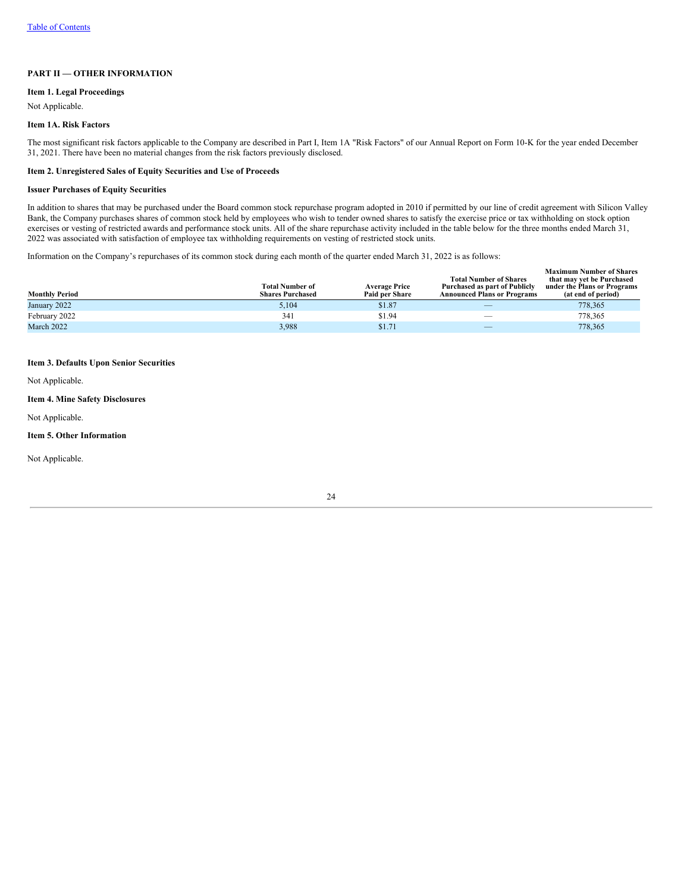## PART II — OTHER INFORMATION

### Item 1. Legal Proceedings

Not Applicable.

### Item 1A. Risk Factors

The most significant risk factors applicable to the Company are described in Part I, Item 1A "Risk Factors" of our Annual Report on Form 10-K for the year ended December 31, 2021. There have been no material changes from the risk factors previously disclosed.

### Item 2. Unregistered Sales of Equity Securities and Use of Proceeds

**Issuer Purchases of Equity Securities**

In addition to shares that may be purchased under the Board common stock repurchase program adopted in 2010 if permitted by our line of credit agreement with Silicon Valley Bank, the Company purchases shares of common stock held by employees who wish to tender owned shares to satisfy the exercise price or tax withholding on stock option exercises or vesting of restricted awards and performance stock units. All of the share repurchase activity included in the table below for the three months ended March 31, 2022 was associated with satisfaction of employee tax withholding requirements on vesting of restricted stock units.

Information on the Company's repurchases of its common stock during each month of the quarter ended March 31, 2022 is as follows:

| Monthly Period | Total Number of Shares Purchased | Average Price Paid per Share | Total Number of Shares Purchased as part of Publicly Announced Plans or Programs | Maximum Number of Shares that may yet be Purchased under the Plans or Programs (at end of period) |
|---|---|---|---|---|
| January 2022 | 5,104 | $1.87 | — | 778,365 |
| February 2022 | 341 | $1.94 | — | 778,365 |
| March 2022 | 3,988 | $1.71 | — | 778,365 |

### Item 3. Defaults Upon Senior Securities

Not Applicable.

### Item 4. Mine Safety Disclosures

Not Applicable.

### Item 5. Other Information

Not Applicable.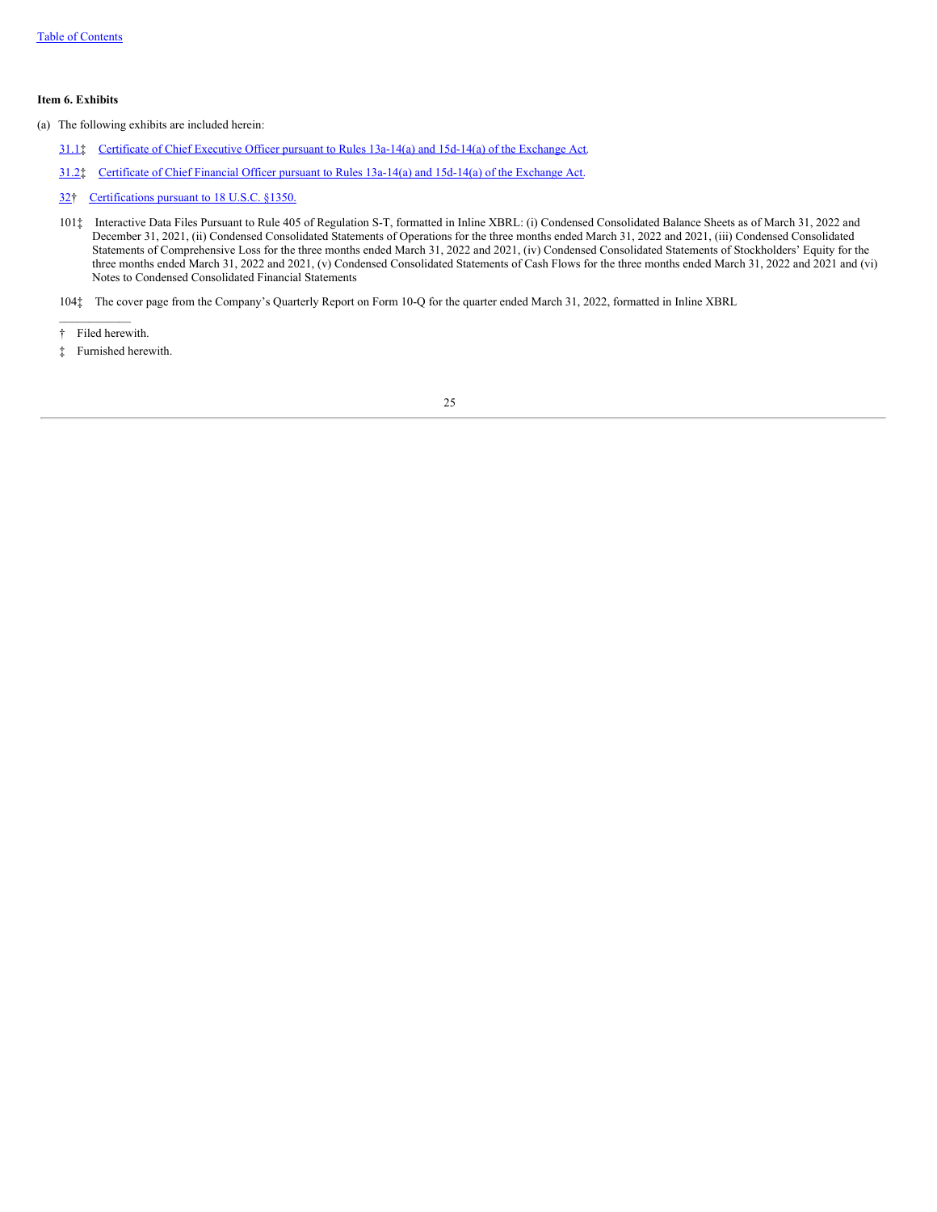### Item 6. Exhibits

(a) The following exhibits are included herein:

- 31.1‡ Certificate of Chief Executive Officer pursuant to Rules 13a-14(a) and 15d-14(a) of the Exchange Act.
- 31.2‡ Certificate of Chief Financial Officer pursuant to Rules 13a-14(a) and 15d-14(a) of the Exchange Act.
- 32† Certifications pursuant to 18 U.S.C. §1350.
- 101‡ Interactive Data Files Pursuant to Rule 405 of Regulation S-T, formatted in Inline XBRL: (i) Condensed Consolidated Balance Sheets as of March 31, 2022 and December 31, 2021, (ii) Condensed Consolidated Statements of Operations for the three months ended March 31, 2022 and 2021, (iii) Condensed Consolidated Statements of Comprehensive Loss for the three months ended March 31, 2022 and 2021, (iv) Condensed Consolidated Statements of Stockholders' Equity for the three months ended March 31, 2022 and 2021, (v) Condensed Consolidated Statements of Cash Flows for the three months ended March 31, 2022 and 2021 and (vi) Notes to Condensed Consolidated Financial Statements
- 104‡ The cover page from the Company's Quarterly Report on Form 10-Q for the quarter ended March 31, 2022, formatted in Inline XBRL

---

† Filed herewith.

‡ Furnished herewith.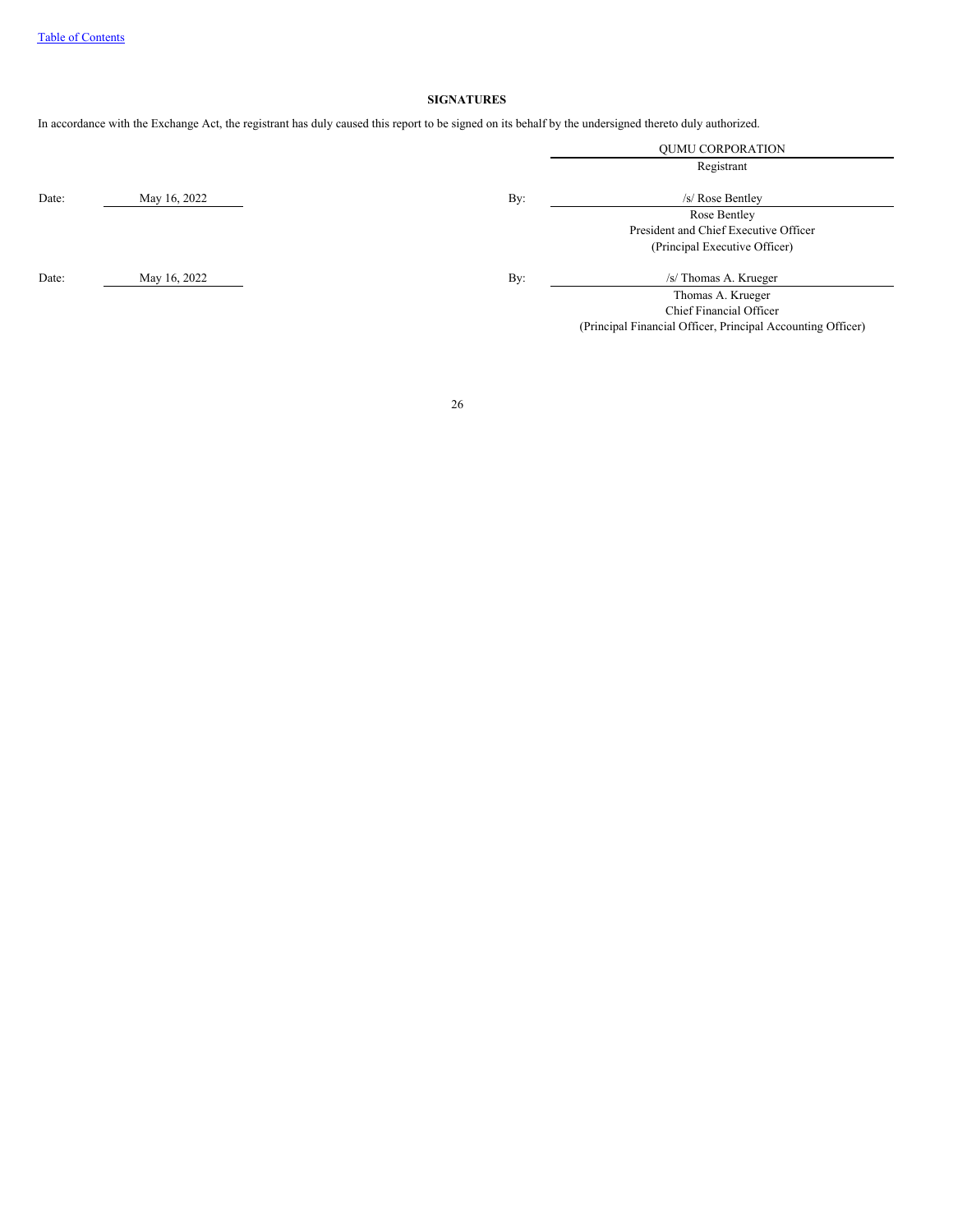[Table of Contents](#)

**SIGNATURES**

In accordance with the Exchange Act, the registrant has duly caused this report to be signed on its behalf by the undersigned thereto duly authorized.

| | | | |
|---|---|---|---|
| | | | QUMU CORPORATION |
| | | | Registrant |
| Date: | May 16, 2022 | By: | /s/ Rose Bentley |
| | | | Rose Bentley<br>President and Chief Executive Officer<br>(Principal Executive Officer) |
| Date: | May 16, 2022 | By: | /s/ Thomas A. Krueger |
| | | | Thomas A. Krueger<br>Chief Financial Officer<br>(Principal Financial Officer, Principal Accounting Officer) |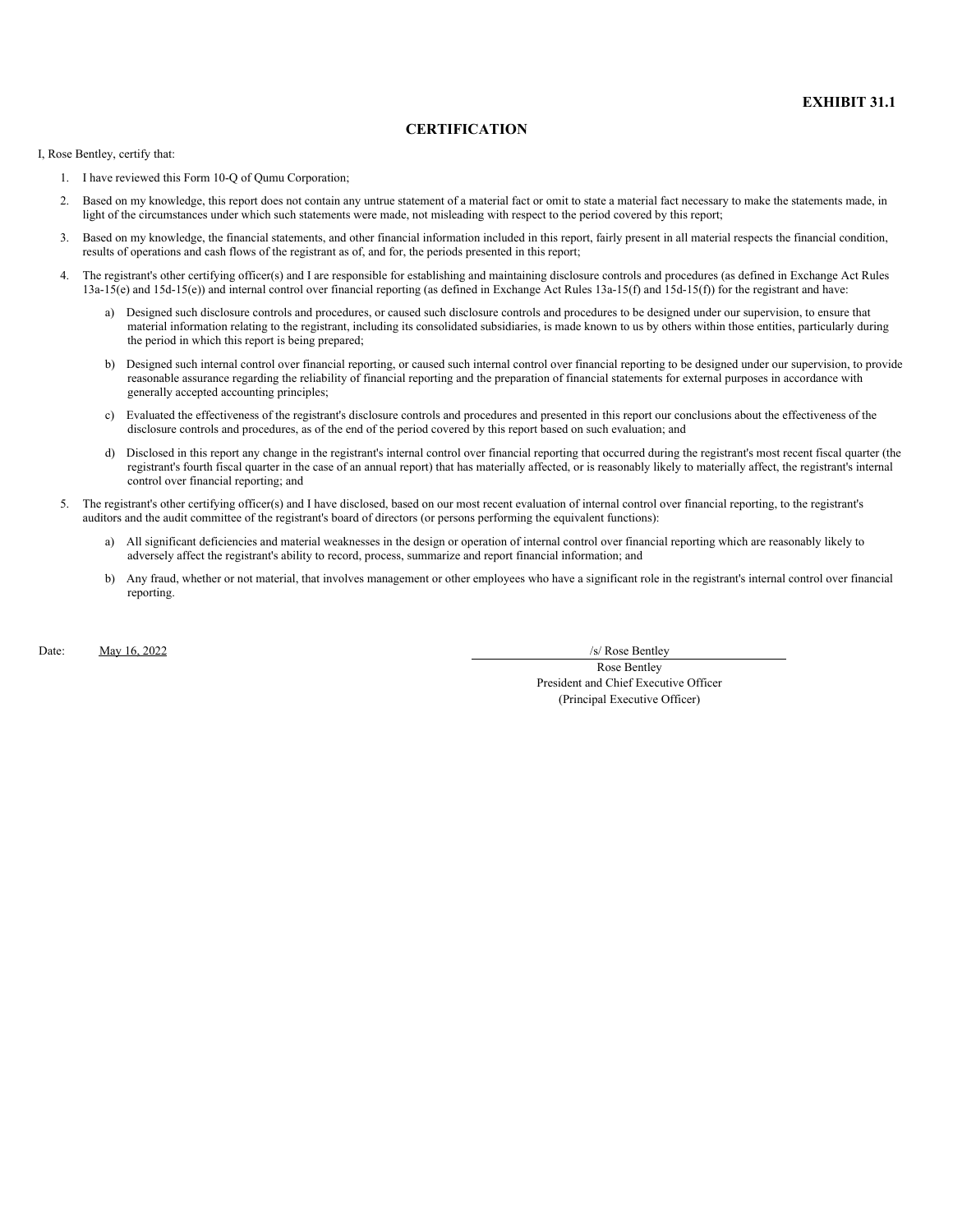**EXHIBIT 31.1**

# CERTIFICATION

I, Rose Bentley, certify that:

1. I have reviewed this Form 10-Q of Qumu Corporation;
2. Based on my knowledge, this report does not contain any untrue statement of a material fact or omit to state a material fact necessary to make the statements made, in light of the circumstances under which such statements were made, not misleading with respect to the period covered by this report;
3. Based on my knowledge, the financial statements, and other financial information included in this report, fairly present in all material respects the financial condition, results of operations and cash flows of the registrant as of, and for, the periods presented in this report;
4. The registrant's other certifying officer(s) and I are responsible for establishing and maintaining disclosure controls and procedures (as defined in Exchange Act Rules 13a-15(e) and 15d-15(e)) and internal control over financial reporting (as defined in Exchange Act Rules 13a-15(f) and 15d-15(f)) for the registrant and have:
   a) Designed such disclosure controls and procedures, or caused such disclosure controls and procedures to be designed under our supervision, to ensure that material information relating to the registrant, including its consolidated subsidiaries, is made known to us by others within those entities, particularly during the period in which this report is being prepared;
   b) Designed such internal control over financial reporting, or caused such internal control over financial reporting to be designed under our supervision, to provide reasonable assurance regarding the reliability of financial reporting and the preparation of financial statements for external purposes in accordance with generally accepted accounting principles;
   c) Evaluated the effectiveness of the registrant's disclosure controls and procedures and presented in this report our conclusions about the effectiveness of the disclosure controls and procedures, as of the end of the period covered by this report based on such evaluation; and
   d) Disclosed in this report any change in the registrant's internal control over financial reporting that occurred during the registrant's most recent fiscal quarter (the registrant's fourth fiscal quarter in the case of an annual report) that has materially affected, or is reasonably likely to materially affect, the registrant's internal control over financial reporting; and
5. The registrant's other certifying officer(s) and I have disclosed, based on our most recent evaluation of internal control over financial reporting, to the registrant's auditors and the audit committee of the registrant's board of directors (or persons performing the equivalent functions):
   a) All significant deficiencies and material weaknesses in the design or operation of internal control over financial reporting which are reasonably likely to adversely affect the registrant's ability to record, process, summarize and report financial information; and
   b) Any fraud, whether or not material, that involves management or other employees who have a significant role in the registrant's internal control over financial reporting.

Date: May 16, 2022

/s/ Rose Bentley
Rose Bentley
President and Chief Executive Officer
(Principal Executive Officer)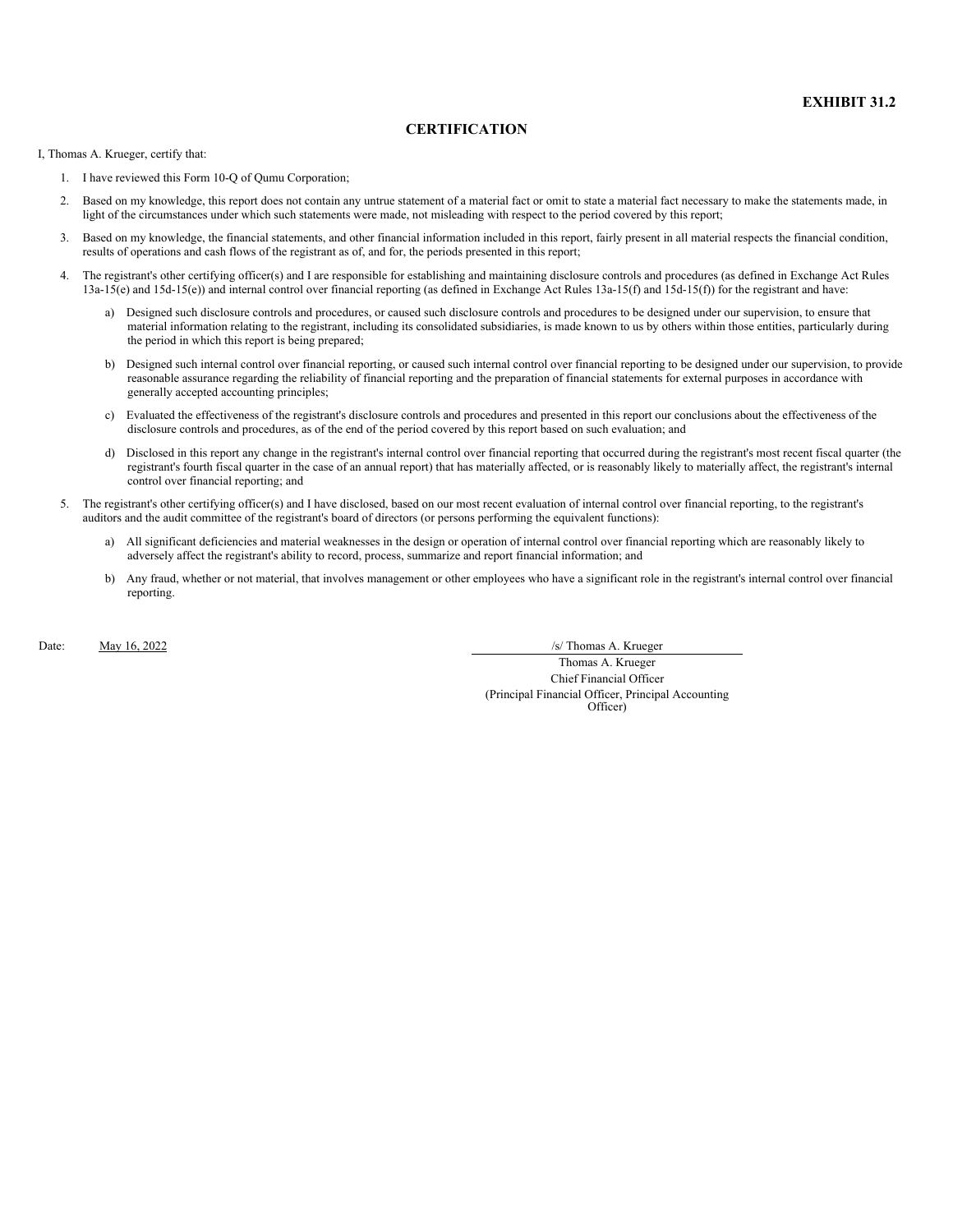**EXHIBIT 31.2**

## CERTIFICATION

I, Thomas A. Krueger, certify that:

1. I have reviewed this Form 10-Q of Qumu Corporation;
2. Based on my knowledge, this report does not contain any untrue statement of a material fact or omit to state a material fact necessary to make the statements made, in light of the circumstances under which such statements were made, not misleading with respect to the period covered by this report;
3. Based on my knowledge, the financial statements, and other financial information included in this report, fairly present in all material respects the financial condition, results of operations and cash flows of the registrant as of, and for, the periods presented in this report;
4. The registrant's other certifying officer(s) and I are responsible for establishing and maintaining disclosure controls and procedures (as defined in Exchange Act Rules 13a-15(e) and 15d-15(e)) and internal control over financial reporting (as defined in Exchange Act Rules 13a-15(f) and 15d-15(f)) for the registrant and have:
   a) Designed such disclosure controls and procedures, or caused such disclosure controls and procedures to be designed under our supervision, to ensure that material information relating to the registrant, including its consolidated subsidiaries, is made known to us by others within those entities, particularly during the period in which this report is being prepared;
   b) Designed such internal control over financial reporting, or caused such internal control over financial reporting to be designed under our supervision, to provide reasonable assurance regarding the reliability of financial reporting and the preparation of financial statements for external purposes in accordance with generally accepted accounting principles;
   c) Evaluated the effectiveness of the registrant's disclosure controls and procedures and presented in this report our conclusions about the effectiveness of the disclosure controls and procedures, as of the end of the period covered by this report based on such evaluation; and
   d) Disclosed in this report any change in the registrant's internal control over financial reporting that occurred during the registrant's most recent fiscal quarter (the registrant's fourth fiscal quarter in the case of an annual report) that has materially affected, or is reasonably likely to materially affect, the registrant's internal control over financial reporting; and
5. The registrant's other certifying officer(s) and I have disclosed, based on our most recent evaluation of internal control over financial reporting, to the registrant's auditors and the audit committee of the registrant's board of directors (or persons performing the equivalent functions):
   a) All significant deficiencies and material weaknesses in the design or operation of internal control over financial reporting which are reasonably likely to adversely affect the registrant's ability to record, process, summarize and report financial information; and
   b) Any fraud, whether or not material, that involves management or other employees who have a significant role in the registrant's internal control over financial reporting.

Date: May 16, 2022

/s/ Thomas A. Krueger

Thomas A. Krueger
Chief Financial Officer
(Principal Financial Officer, Principal Accounting Officer)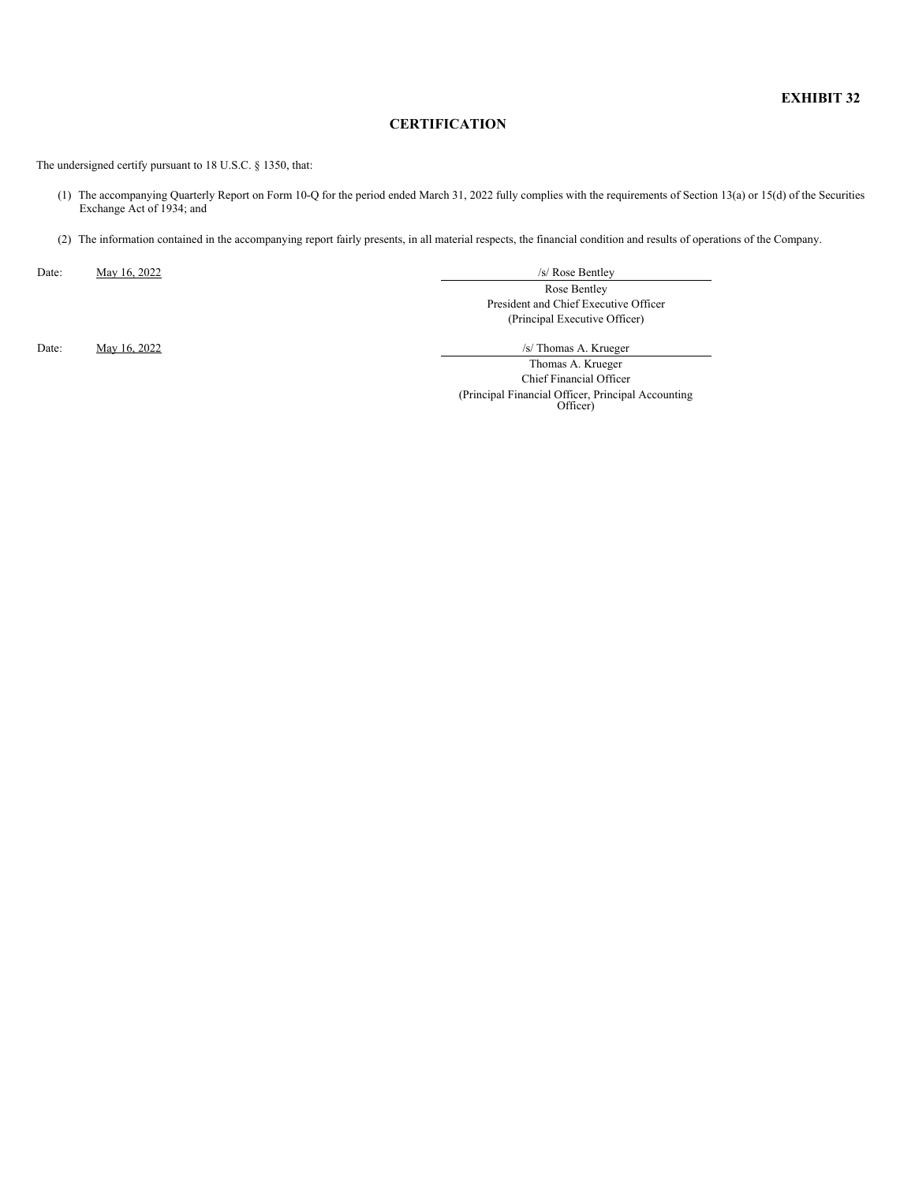**EXHIBIT 32**

## CERTIFICATION

The undersigned certify pursuant to 18 U.S.C. § 1350, that:

(1) The accompanying Quarterly Report on Form 10-Q for the period ended March 31, 2022 fully complies with the requirements of Section 13(a) or 15(d) of the Securities Exchange Act of 1934; and

(2) The information contained in the accompanying report fairly presents, in all material respects, the financial condition and results of operations of the Company.

Date: May 16, 2022

/s/ Rose Bentley
Rose Bentley
President and Chief Executive Officer
(Principal Executive Officer)

Date: May 16, 2022

/s/ Thomas A. Krueger
Thomas A. Krueger
Chief Financial Officer
(Principal Financial Officer, Principal Accounting Officer)